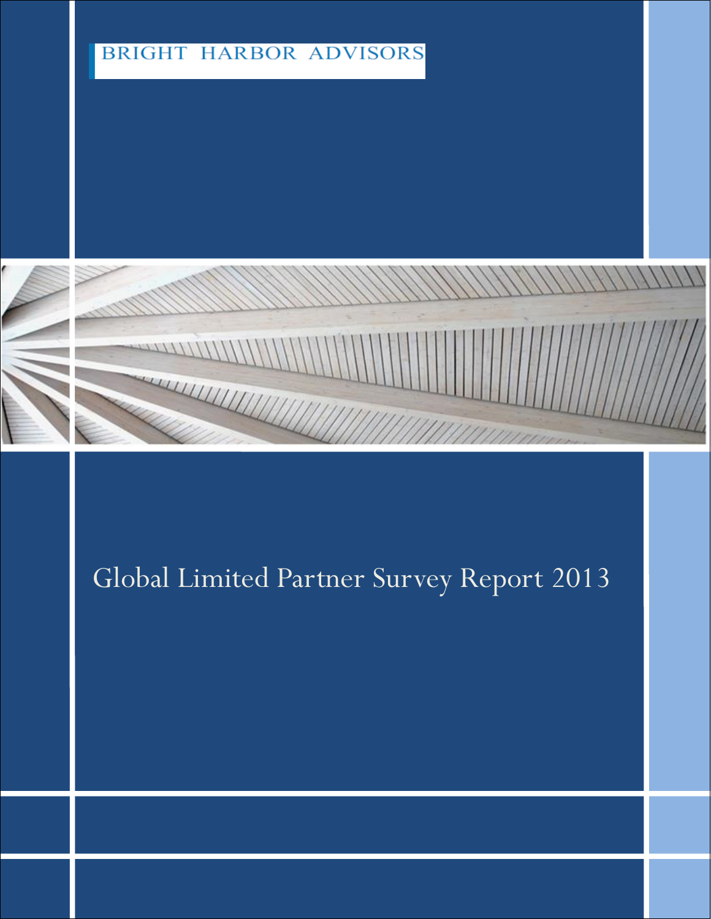BRIGHT HARBOR ADVISORS

# Global Limited Partner Survey Report 2013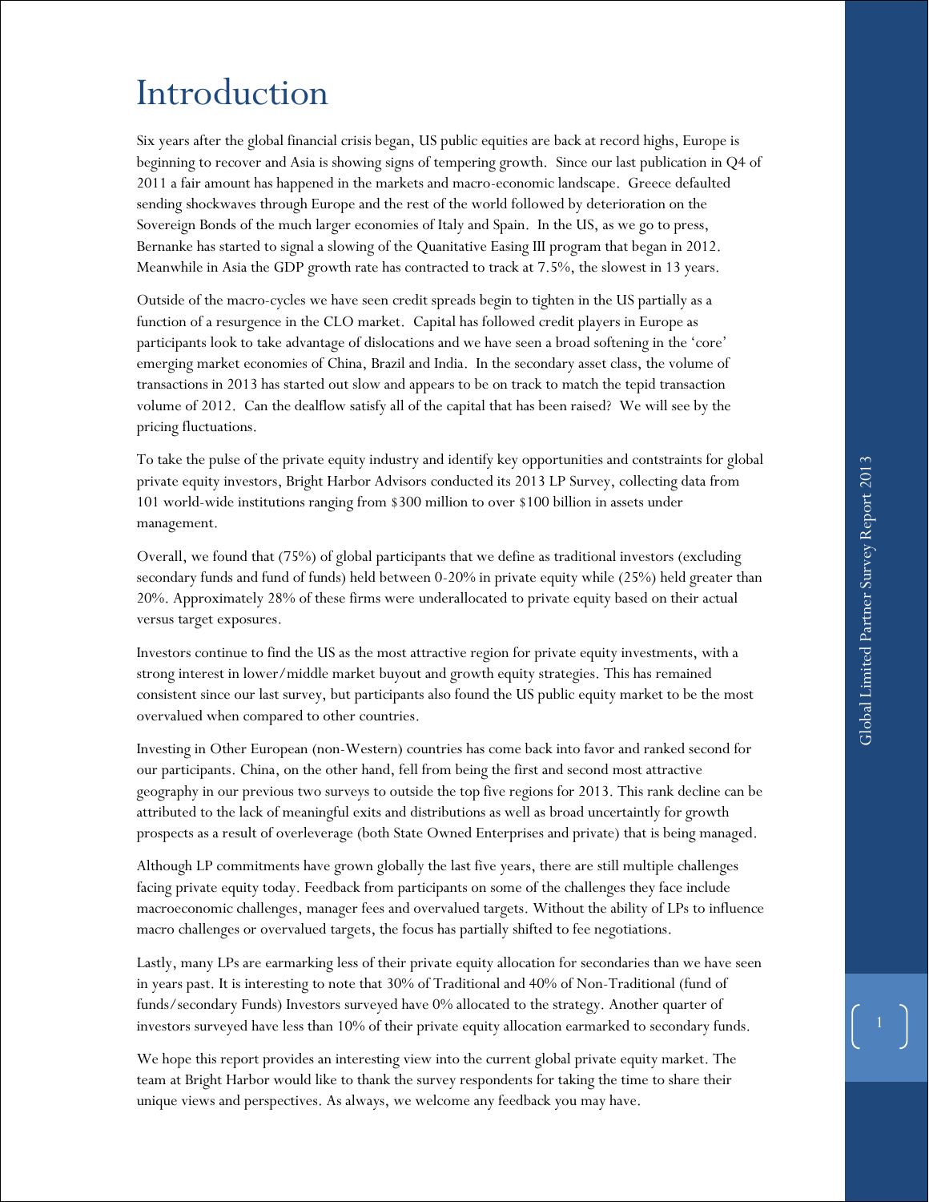# Introduction

Six years after the global financial crisis began, US public equities are back at record highs, Europe is beginning to recover and Asia is showing signs of tempering growth. Since our last publication in Q4 of 2011 a fair amount has happened in the markets and macro-economic landscape. Greece defaulted sending shockwaves through Europe and the rest of the world followed by deterioration on the Sovereign Bonds of the much larger economies of Italy and Spain. In the US, as we go to press, Bernanke has started to signal a slowing of the Quanitative Easing III program that began in 2012. Meanwhile in Asia the GDP growth rate has contracted to track at 7.5%, the slowest in 13 years.

Outside of the macro-cycles we have seen credit spreads begin to tighten in the US partially as a function of a resurgence in the CLO market. Capital has followed credit players in Europe as participants look to take advantage of dislocations and we have seen a broad softening in the 'core' emerging market economies of China, Brazil and India. In the secondary asset class, the volume of transactions in 2013 has started out slow and appears to be on track to match the tepid transaction volume of 2012. Can the dealflow satisfy all of the capital that has been raised? We will see by the pricing fluctuations.

To take the pulse of the private equity industry and identify key opportunities and contstraints for global private equity investors, Bright Harbor Advisors conducted its 2013 LP Survey, collecting data from 101 world-wide institutions ranging from $300 million to over $100 billion in assets under management.

Overall, we found that (75%) of global participants that we define as traditional investors (excluding secondary funds and fund of funds) held between 0-20% in private equity while (25%) held greater than 20%. Approximately 28% of these firms were underallocated to private equity based on their actual versus target exposures.

Investors continue to find the US as the most attractive region for private equity investments, with a strong interest in lower/middle market buyout and growth equity strategies. This has remained consistent since our last survey, but participants also found the US public equity market to be the most overvalued when compared to other countries.

Investing in Other European (non-Western) countries has come back into favor and ranked second for our participants. China, on the other hand, fell from being the first and second most attractive geography in our previous two surveys to outside the top five regions for 2013. This rank decline can be attributed to the lack of meaningful exits and distributions as well as broad uncertainty for growth prospects as a result of overleverage (both State Owned Enterprises and private) that is being managed.

Although LP commitments have grown globally the last five years, there are still multiple challenges facing private equity today. Feedback from participants on some of the challenges they face include macroeconomic challenges, manager fees and overvalued targets. Without the ability of LPs to influence macro challenges or overvalued targets, the focus has partially shifted to fee negotiations.

Lastly, many LPs are earmarking less of their private equity allocation for secondaries than we have seen in years past. It is interesting to note that 30% of Traditional and 40% of Non-Traditional (fund of funds/secondary Funds) Investors surveyed have 0% allocated to the strategy. Another quarter of investors surveyed have less than 10% of their private equity allocation earmarked to secondary funds.

We hope this report provides an interesting view into the current global private equity market. The team at Bright Harbor would like to thank the survey respondents for taking the time to share their unique views and perspectives. As always, we welcome any feedback you may have.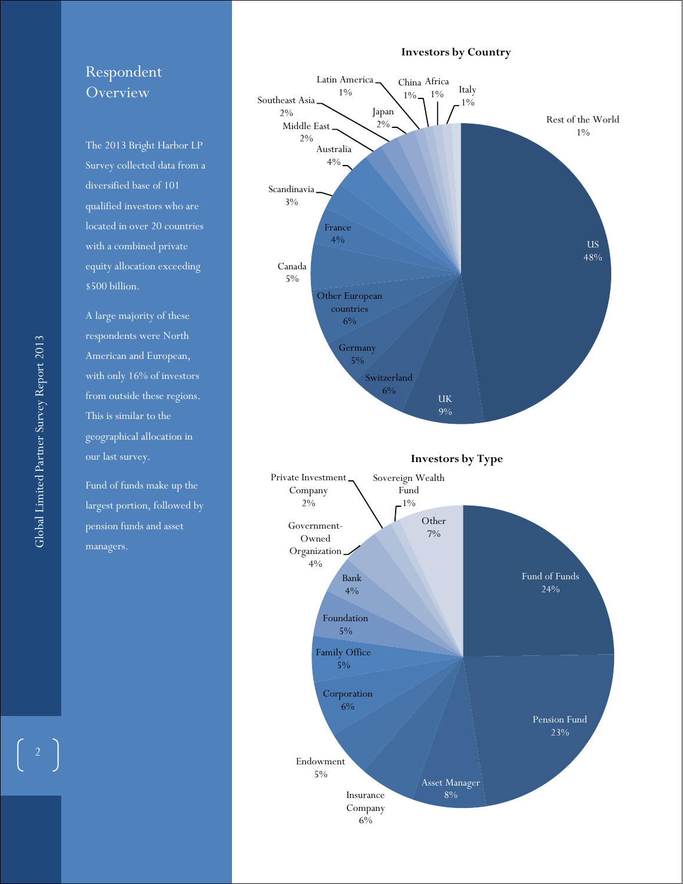## Respondent Overview

The 2013 Bright Harbor LP Survey collected data from a diversified base of 101 qualified investors who are located in over 20 countries with a combined private equity allocation exceeding $500 billion.

A large majority of these respondents were North American and European, with only 16% of investors from outside these regions. This is similar to the geographical allocation in our last survey.

Fund of funds make up the largest portion, followed by pension funds and asset managers.

**Investors by Country**

| Country | Share |
|---|---|
| US | 48% |
| UK | 9% |
| Switzerland | 6% |
| Germany | 5% |
| Other European countries | 6% |
| Canada | 5% |
| France | 4% |
| Scandinavia | 3% |
| Australia | 4% |
| Middle East | 2% |
| Southeast Asia | 2% |
| Japan | 2% |
| Latin America | 1% |
| China | 1% |
| Africa | 1% |
| Italy | 1% |
| Rest of the World | 1% |

**Investors by Type**

| Type | Share |
|---|---|
| Fund of Funds | 24% |
| Pension Fund | 23% |
| Asset Manager | 8% |
| Insurance Company | 6% |
| Endowment | 5% |
| Corporation | 6% |
| Family Office | 5% |
| Foundation | 5% |
| Bank | 4% |
| Government-Owned Organization | 4% |
| Private Investment Company | 2% |
| Sovereign Wealth Fund | 1% |
| Other | 7% |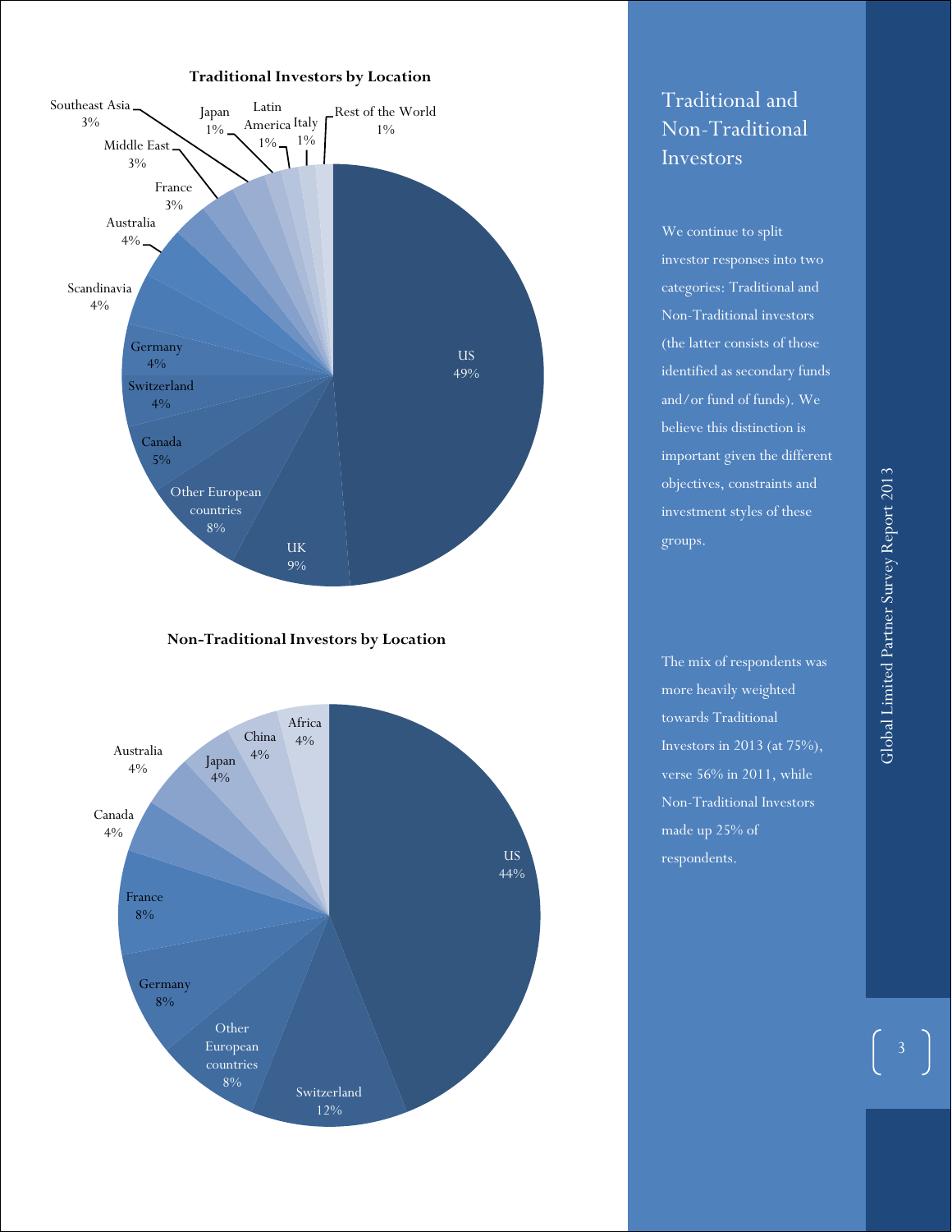## Traditional Investors by Location

| Location | Share |
|---|---|
| US | 49% |
| UK | 9% |
| Other European countries | 8% |
| Canada | 5% |
| Switzerland | 4% |
| Germany | 4% |
| Scandinavia | 4% |
| Australia | 4% |
| France | 3% |
| Middle East | 3% |
| Southeast Asia | 3% |
| Japan | 1% |
| Latin America | 1% |
| Italy | 1% |
| Rest of the World | 1% |

## Non-Traditional Investors by Location

| Location | Share |
|---|---|
| US | 44% |
| Switzerland | 12% |
| Other European countries | 8% |
| Germany | 8% |
| France | 8% |
| Canada | 4% |
| Australia | 4% |
| Japan | 4% |
| China | 4% |
| Africa | 4% |

# Traditional and Non-Traditional Investors

We continue to split investor responses into two categories: Traditional and Non-Traditional investors (the latter consists of those identified as secondary funds and/or fund of funds). We believe this distinction is important given the different objectives, constraints and investment styles of these groups.

The mix of respondents was more heavily weighted towards Traditional Investors in 2013 (at 75%), verse 56% in 2011, while Non-Traditional Investors made up 25% of respondents.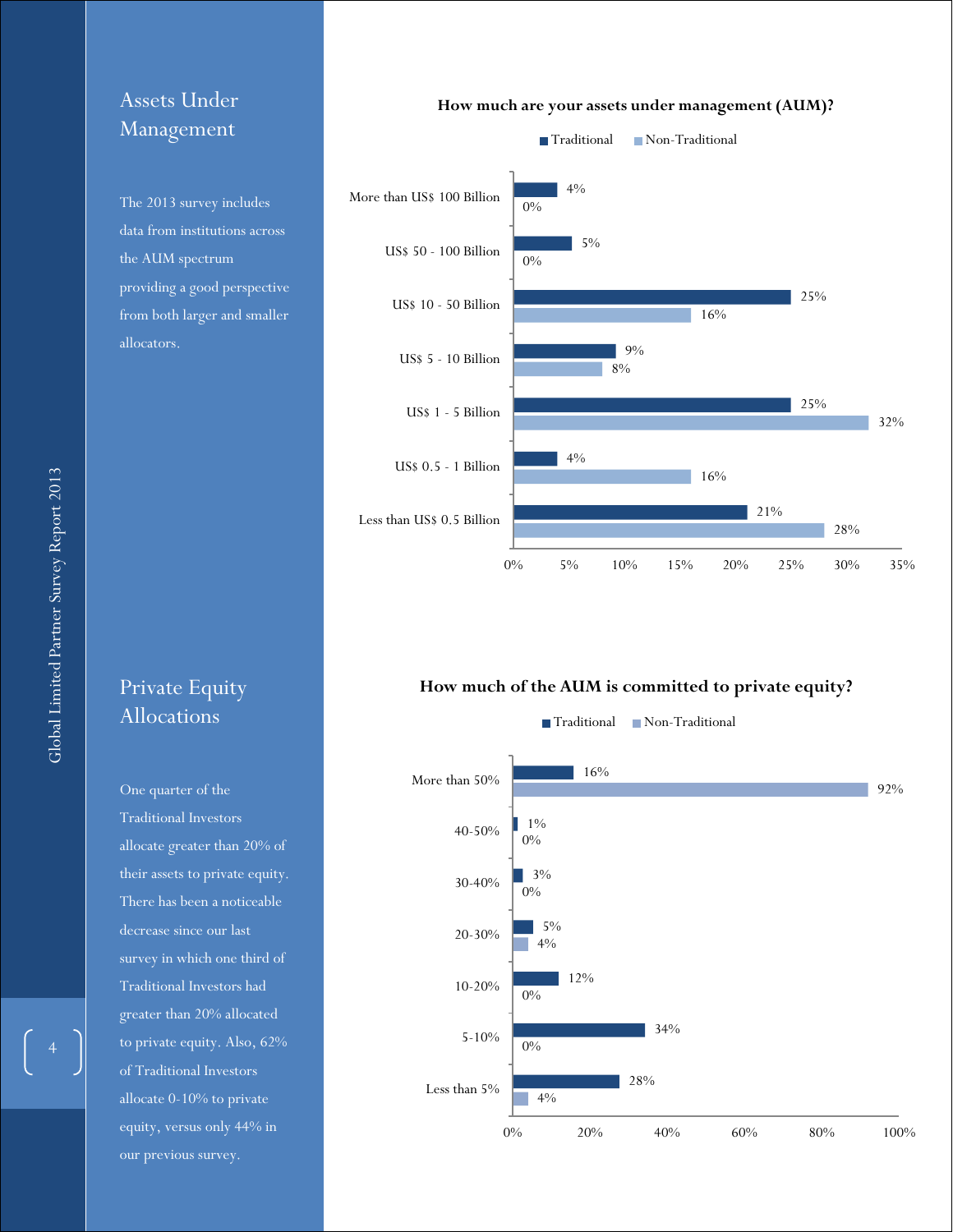## Assets Under Management

The 2013 survey includes data from institutions across the AUM spectrum providing a good perspective from both larger and smaller allocators.

**How much are your assets under management (AUM)?**

| AUM | Traditional | Non-Traditional |
|---|---|---|
| More than US$ 100 Billion | 4% | 0% |
| US$ 50 - 100 Billion | 5% | 0% |
| US$ 10 - 50 Billion | 25% | 16% |
| US$ 5 - 10 Billion | 9% | 8% |
| US$ 1 - 5 Billion | 25% | 32% |
| US$ 0.5 - 1 Billion | 4% | 16% |
| Less than US$ 0.5 Billion | 21% | 28% |

## Private Equity Allocations

One quarter of the Traditional Investors allocate greater than 20% of their assets to private equity. There has been a noticeable decrease since our last survey in which one third of Traditional Investors had greater than 20% allocated to private equity. Also, 62% of Traditional Investors allocate 0-10% to private equity, versus only 44% in our previous survey.

**How much of the AUM is committed to private equity?**

| Share of AUM | Traditional | Non-Traditional |
|---|---|---|
| More than 50% | 16% | 92% |
| 40-50% | 1% | 0% |
| 30-40% | 3% | 0% |
| 20-30% | 5% | 4% |
| 10-20% | 12% | 0% |
| 5-10% | 34% | 0% |
| Less than 5% | 28% | 4% |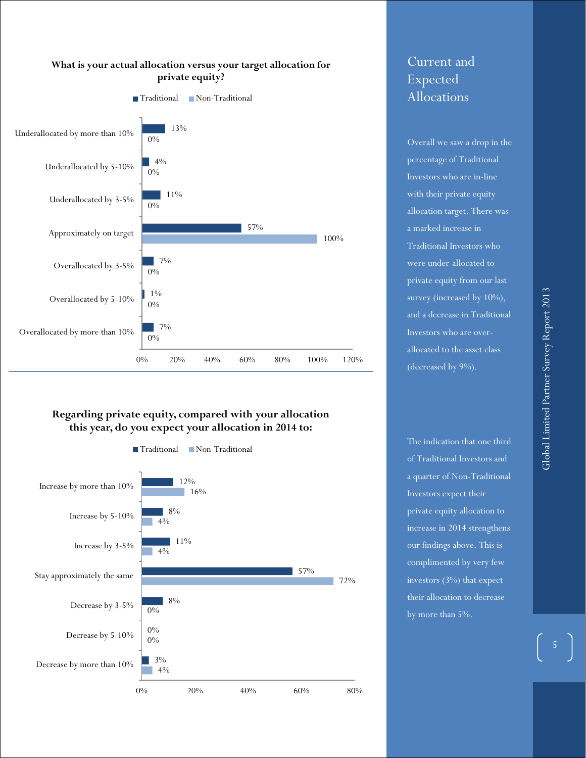## What is your actual allocation versus your target allocation for private equity?

| | Traditional | Non-Traditional |
|---|---|---|
| Underallocated by more than 10% | 13% | 0% |
| Underallocated by 5-10% | 4% | 0% |
| Underallocated by 3-5% | 11% | 0% |
| Approximately on target | 57% | 100% |
| Overallocated by 3-5% | 7% | 0% |
| Overallocated by 5-10% | 1% | 0% |
| Overallocated by more than 10% | 7% | 0% |

## Regarding private equity, compared with your allocation this year, do you expect your allocation in 2014 to:

| | Traditional | Non-Traditional |
|---|---|---|
| Increase by more than 10% | 12% | 16% |
| Increase by 5-10% | 8% | 4% |
| Increase by 3-5% | 11% | 4% |
| Stay approximately the same | 57% | 72% |
| Decrease by 3-5% | 8% | 0% |
| Decrease by 5-10% | 0% | 0% |
| Decrease by more than 10% | 3% | 4% |

# Current and Expected Allocations

Overall we saw a drop in the percentage of Traditional Investors who are in-line with their private equity allocation target. There was a marked increase in Traditional Investors who were under-allocated to private equity from our last survey (increased by 10%), and a decrease in Traditional Investors who are over-allocated to the asset class (decreased by 9%).

The indication that one third of Traditional Investors and a quarter of Non-Traditional Investors expect their private equity allocation to increase in 2014 strengthens our findings above. This is complimented by very few investors (3%) that expect their allocation to decrease by more than 5%.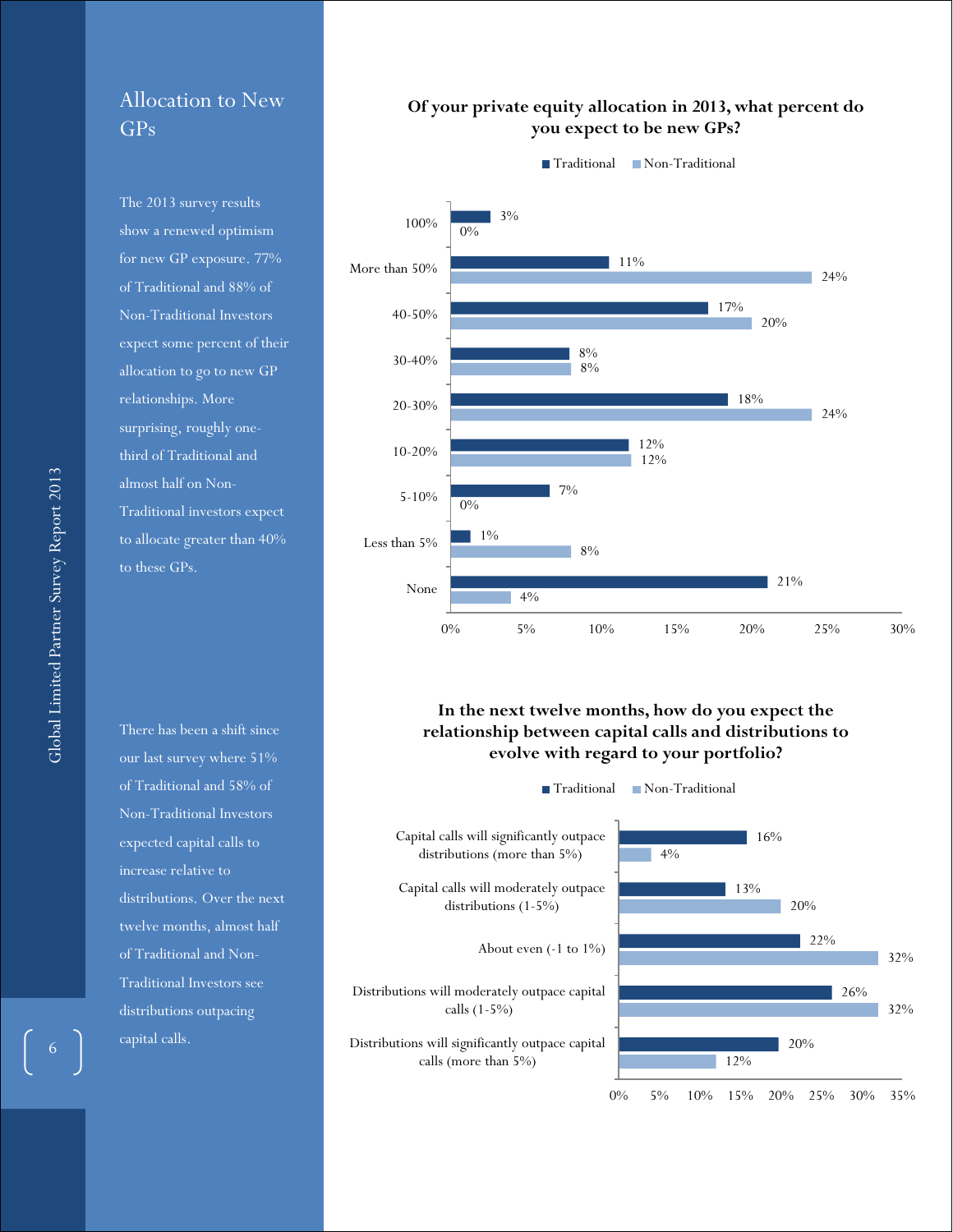## Allocation to New GPs

The 2013 survey results show a renewed optimism for new GP exposure. 77% of Traditional and 88% of Non-Traditional Investors expect some percent of their allocation to go to new GP relationships. More surprising, roughly one-third of Traditional and almost half on Non-Traditional investors expect to allocate greater than 40% to these GPs.

**Of your private equity allocation in 2013, what percent do you expect to be new GPs?**

| | Traditional | Non-Traditional |
|---|---|---|
| 100% | 3% | 0% |
| More than 50% | 11% | 24% |
| 40-50% | 17% | 20% |
| 30-40% | 8% | 8% |
| 20-30% | 18% | 24% |
| 10-20% | 12% | 12% |
| 5-10% | 7% | 0% |
| Less than 5% | 1% | 8% |
| None | 21% | 4% |

There has been a shift since our last survey where 51% of Traditional and 58% of Non-Traditional Investors expected capital calls to increase relative to distributions. Over the next twelve months, almost half of Traditional and Non-Traditional Investors see distributions outpacing capital calls.

**In the next twelve months, how do you expect the relationship between capital calls and distributions to evolve with regard to your portfolio?**

| | Traditional | Non-Traditional |
|---|---|---|
| Capital calls will significantly outpace distributions (more than 5%) | 16% | 4% |
| Capital calls will moderately outpace distributions (1-5%) | 13% | 20% |
| About even (-1 to 1%) | 22% | 32% |
| Distributions will moderately outpace capital calls (1-5%) | 26% | 32% |
| Distributions will significantly outpace capital calls (more than 5%) | 20% | 12% |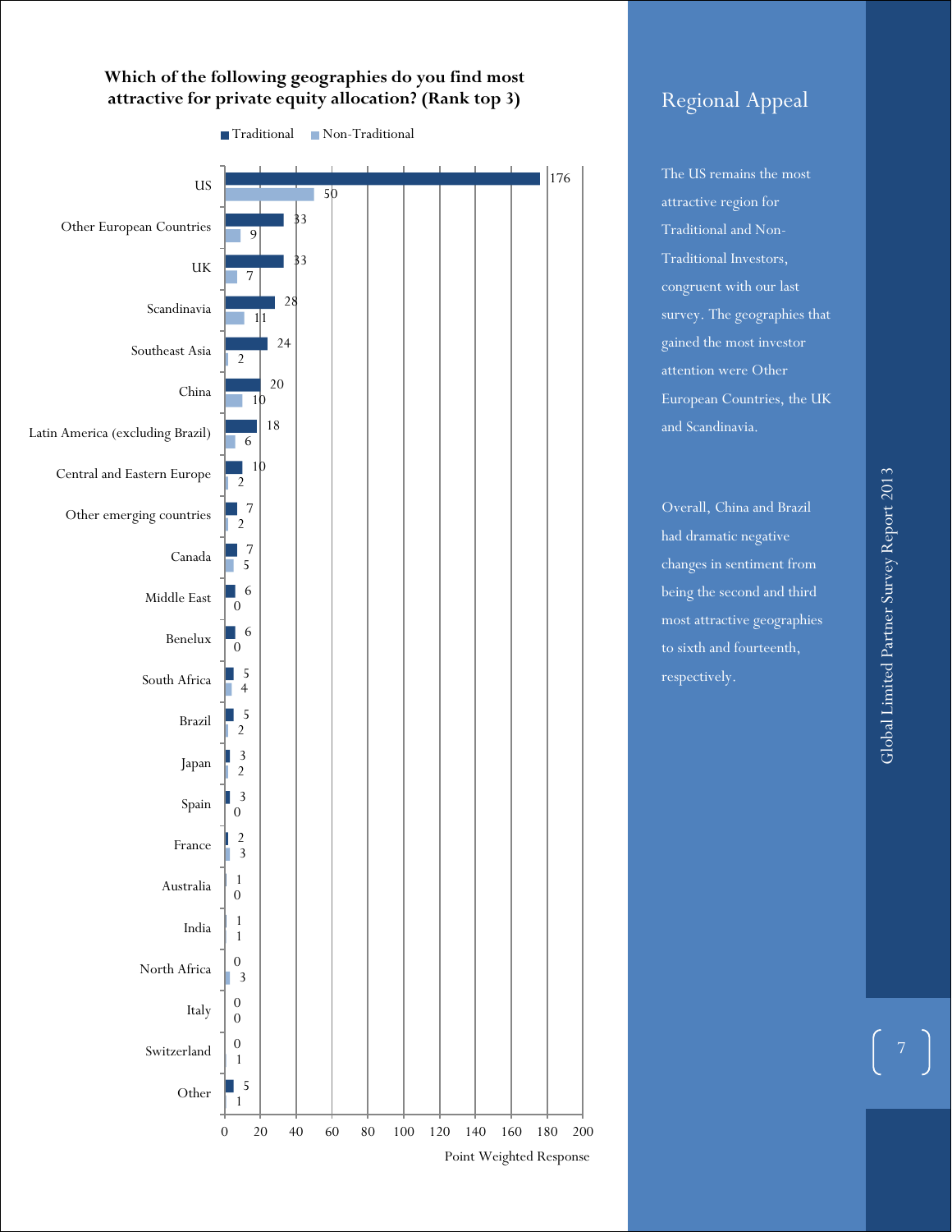**Which of the following geographies do you find most attractive for private equity allocation? (Rank top 3)**

| Geography | Traditional | Non-Traditional |
|---|---|---|
| US | 176 | 50 |
| Other European Countries | 33 | 9 |
| UK | 33 | 7 |
| Scandinavia | 28 | 11 |
| Southeast Asia | 24 | 2 |
| China | 20 | 10 |
| Latin America (excluding Brazil) | 18 | 6 |
| Central and Eastern Europe | 10 | 2 |
| Other emerging countries | 7 | 2 |
| Canada | 7 | 5 |
| Middle East | 6 | 0 |
| Benelux | 6 | 0 |
| South Africa | 5 | 4 |
| Brazil | 5 | 2 |
| Japan | 3 | 2 |
| Spain | 3 | 0 |
| France | 2 | 3 |
| Australia | 1 | 0 |
| India | 1 | 1 |
| North Africa | 0 | 3 |
| Italy | 0 | 0 |
| Switzerland | 0 | 1 |
| Other | 5 | 1 |

Point Weighted Response

## Regional Appeal

The US remains the most attractive region for Traditional and Non-Traditional Investors, congruent with our last survey. The geographies that gained the most investor attention were Other European Countries, the UK and Scandinavia.

Overall, China and Brazil had dramatic negative changes in sentiment from being the second and third most attractive geographies to sixth and fourteenth, respectively.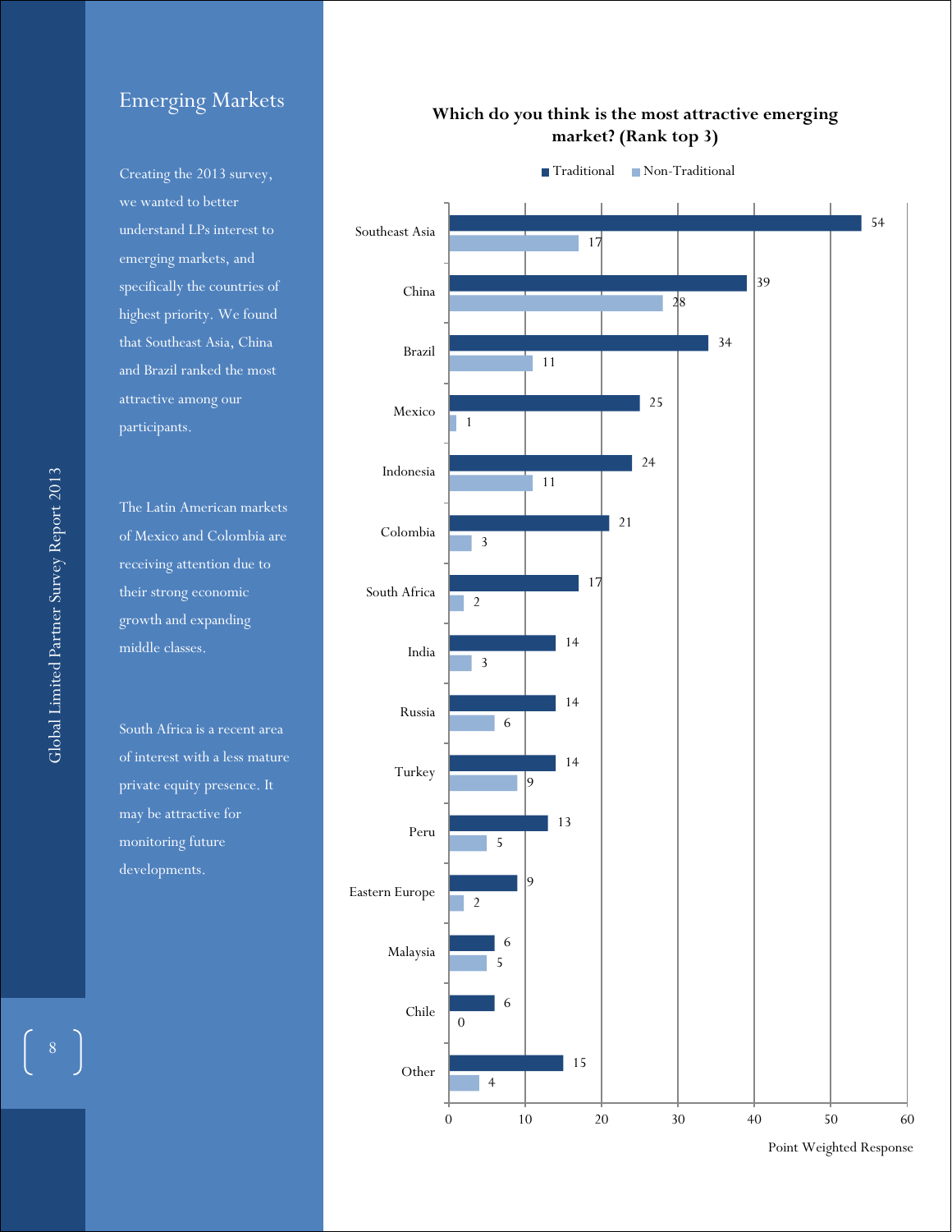## Emerging Markets

Creating the 2013 survey, we wanted to better understand LPs interest to emerging markets, and specifically the countries of highest priority. We found that Southeast Asia, China and Brazil ranked the most attractive among our participants.

The Latin American markets of Mexico and Colombia are receiving attention due to their strong economic growth and expanding middle classes.

South Africa is a recent area of interest with a less mature private equity presence. It may be attractive for monitoring future developments.

**Which do you think is the most attractive emerging market? (Rank top 3)**

| Market | Traditional | Non-Traditional |
| --- | --- | --- |
| Southeast Asia | 54 | 17 |
| China | 39 | 28 |
| Brazil | 34 | 11 |
| Mexico | 25 | 1 |
| Indonesia | 24 | 11 |
| Colombia | 21 | 3 |
| South Africa | 17 | 2 |
| India | 14 | 3 |
| Russia | 14 | 6 |
| Turkey | 14 | 9 |
| Peru | 13 | 5 |
| Eastern Europe | 9 | 2 |
| Malaysia | 6 | 5 |
| Chile | 6 | 0 |
| Other | 15 | 4 |

Point Weighted Response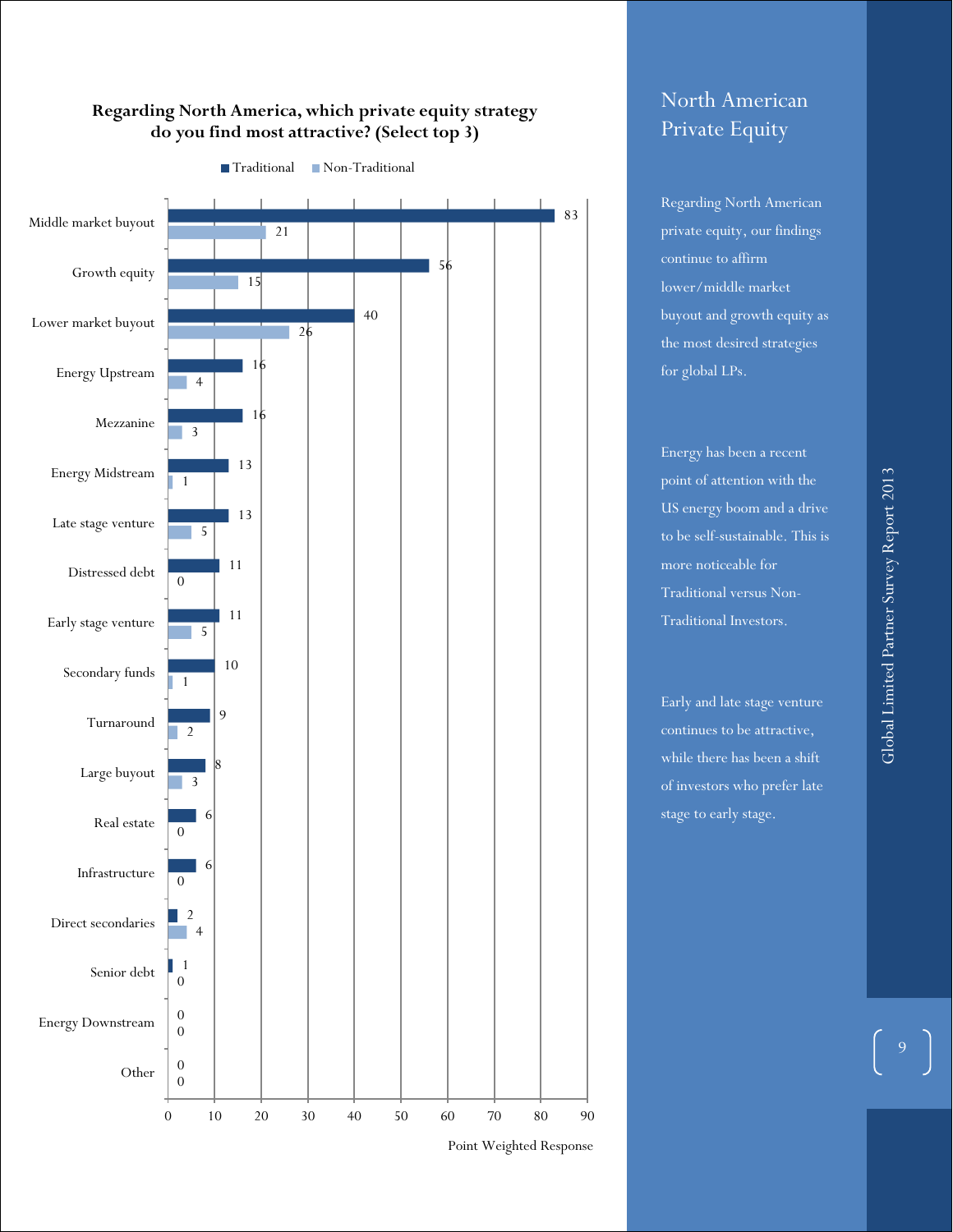**Regarding North America, which private equity strategy do you find most attractive? (Select top 3)**

| Strategy | Traditional | Non-Traditional |
|---|---|---|
| Middle market buyout | 83 | 21 |
| Growth equity | 56 | 15 |
| Lower market buyout | 40 | 26 |
| Energy Upstream | 16 | 4 |
| Mezzanine | 16 | 3 |
| Energy Midstream | 13 | 1 |
| Late stage venture | 13 | 5 |
| Distressed debt | 11 | 0 |
| Early stage venture | 11 | 5 |
| Secondary funds | 10 | 1 |
| Turnaround | 9 | 2 |
| Large buyout | 8 | 3 |
| Real estate | 6 | 0 |
| Infrastructure | 6 | 0 |
| Direct secondaries | 2 | 4 |
| Senior debt | 1 | 0 |
| Energy Downstream | 0 | 0 |
| Other | 0 | 0 |

Point Weighted Response

## North American Private Equity

Regarding North American private equity, our findings continue to affirm lower/middle market buyout and growth equity as the most desired strategies for global LPs.

Energy has been a recent point of attention with the US energy boom and a drive to be self-sustainable. This is more noticeable for Traditional versus Non-Traditional Investors.

Early and late stage venture continues to be attractive, while there has been a shift of investors who prefer late stage to early stage.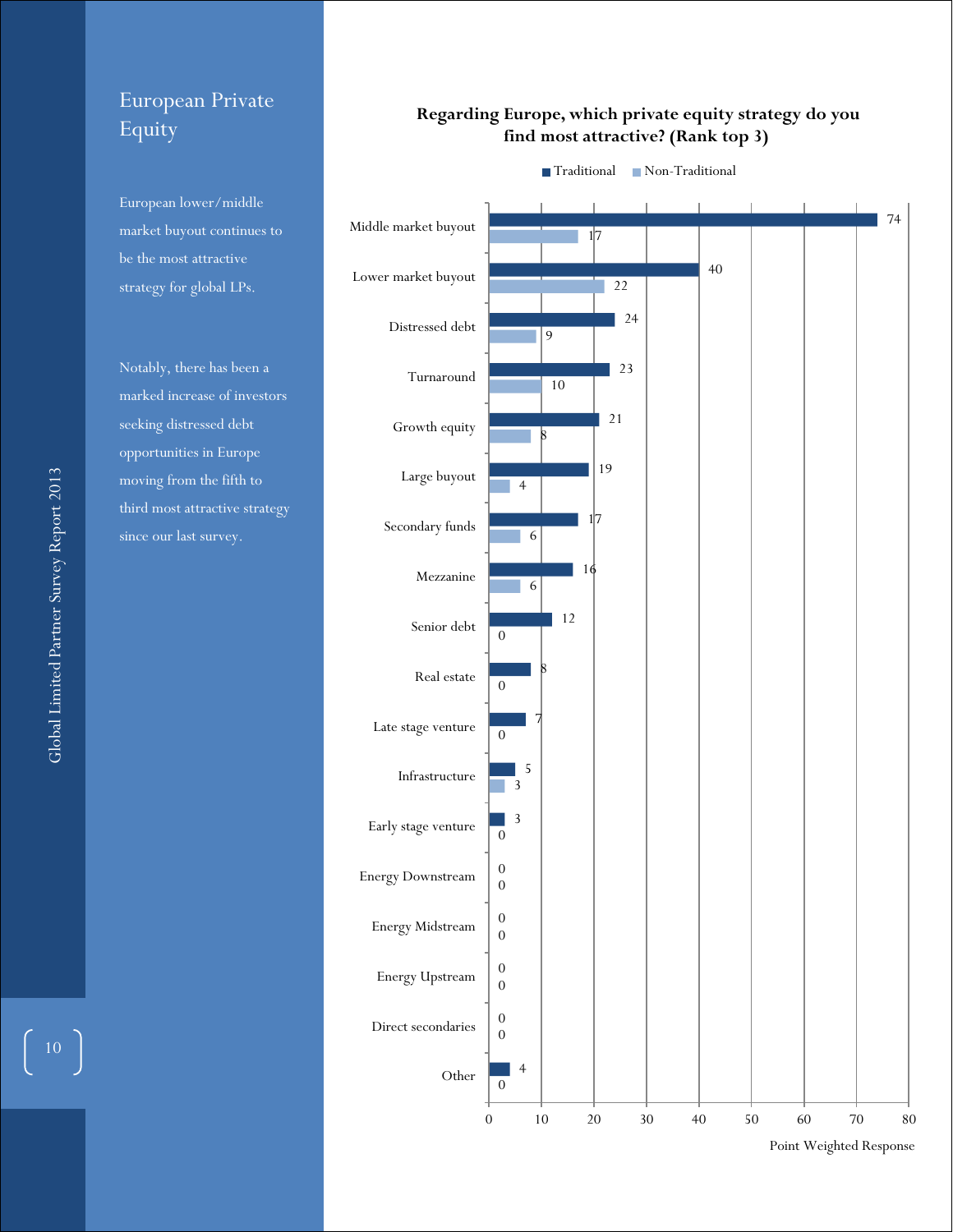# European Private Equity

European lower/middle market buyout continues to be the most attractive strategy for global LPs.

Notably, there has been a marked increase of investors seeking distressed debt opportunities in Europe moving from the fifth to third most attractive strategy since our last survey.

**Regarding Europe, which private equity strategy do you find most attractive? (Rank top 3)**

| Strategy | Traditional | Non-Traditional |
| --- | --- | --- |
| Middle market buyout | 74 | 17 |
| Lower market buyout | 40 | 22 |
| Distressed debt | 24 | 9 |
| Turnaround | 23 | 10 |
| Growth equity | 21 | 8 |
| Large buyout | 19 | 4 |
| Secondary funds | 17 | 6 |
| Mezzanine | 16 | 6 |
| Senior debt | 12 | 0 |
| Real estate | 8 | 0 |
| Late stage venture | 7 | 0 |
| Infrastructure | 5 | 3 |
| Early stage venture | 3 | 0 |
| Energy Downstream | 0 | 0 |
| Energy Midstream | 0 | 0 |
| Energy Upstream | 0 | 0 |
| Direct secondaries | 0 | 0 |
| Other | 4 | 0 |

Point Weighted Response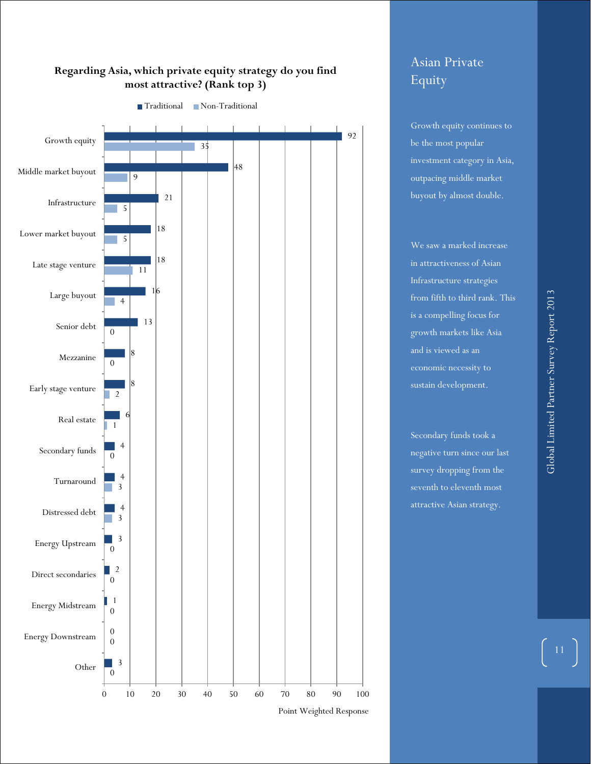**Regarding Asia, which private equity strategy do you find most attractive? (Rank top 3)**

| Strategy | Traditional | Non-Traditional |
|---|---|---|
| Growth equity | 92 | 35 |
| Middle market buyout | 48 | 9 |
| Infrastructure | 21 | 5 |
| Lower market buyout | 18 | 5 |
| Late stage venture | 18 | 11 |
| Large buyout | 16 | 4 |
| Senior debt | 13 | 0 |
| Mezzanine | 8 | 0 |
| Early stage venture | 8 | 2 |
| Real estate | 6 | 1 |
| Secondary funds | 4 | 0 |
| Turnaround | 4 | 3 |
| Distressed debt | 4 | 3 |
| Energy Upstream | 3 | 0 |
| Direct secondaries | 2 | 0 |
| Energy Midstream | 1 | 0 |
| Energy Downstream | 0 | 0 |
| Other | 3 | 0 |

Point Weighted Response

## Asian Private Equity

Growth equity continues to be the most popular investment category in Asia, outpacing middle market buyout by almost double.

We saw a marked increase in attractiveness of Asian Infrastructure strategies from fifth to third rank. This is a compelling focus for growth markets like Asia and is viewed as an economic necessity to sustain development.

Secondary funds took a negative turn since our last survey dropping from the seventh to eleventh most attractive Asian strategy.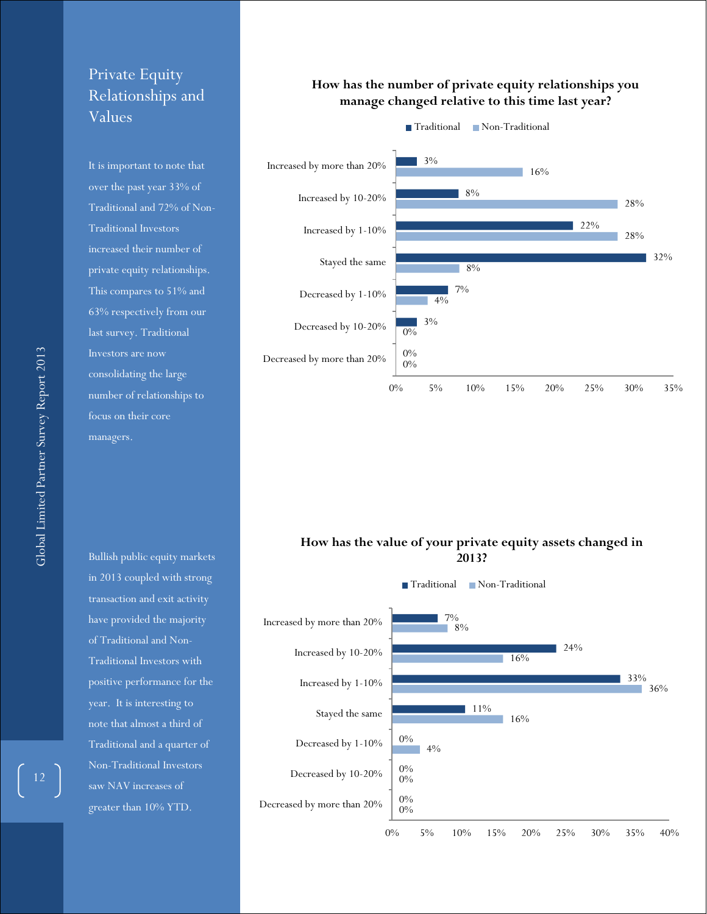# Private Equity Relationships and Values

It is important to note that over the past year 33% of Traditional and 72% of Non-Traditional Investors increased their number of private equity relationships. This compares to 51% and 63% respectively from our last survey. Traditional Investors are now consolidating the large number of relationships to focus on their core managers.

**How has the number of private equity relationships you manage changed relative to this time last year?**

| | Traditional | Non-Traditional |
|---|---|---|
| Increased by more than 20% | 3% | 16% |
| Increased by 10-20% | 8% | 28% |
| Increased by 1-10% | 22% | 28% |
| Stayed the same | 32% | 8% |
| Decreased by 1-10% | 7% | 4% |
| Decreased by 10-20% | 3% | 0% |
| Decreased by more than 20% | 0% | 0% |

Bullish public equity markets in 2013 coupled with strong transaction and exit activity have provided the majority of Traditional and Non-Traditional Investors with positive performance for the year. It is interesting to note that almost a third of Traditional and a quarter of Non-Traditional Investors saw NAV increases of greater than 10% YTD.

**How has the value of your private equity assets changed in 2013?**

| | Traditional | Non-Traditional |
|---|---|---|
| Increased by more than 20% | 7% | 8% |
| Increased by 10-20% | 24% | 16% |
| Increased by 1-10% | 33% | 36% |
| Stayed the same | 11% | 16% |
| Decreased by 1-10% | 0% | 4% |
| Decreased by 10-20% | 0% | 0% |
| Decreased by more than 20% | 0% | 0% |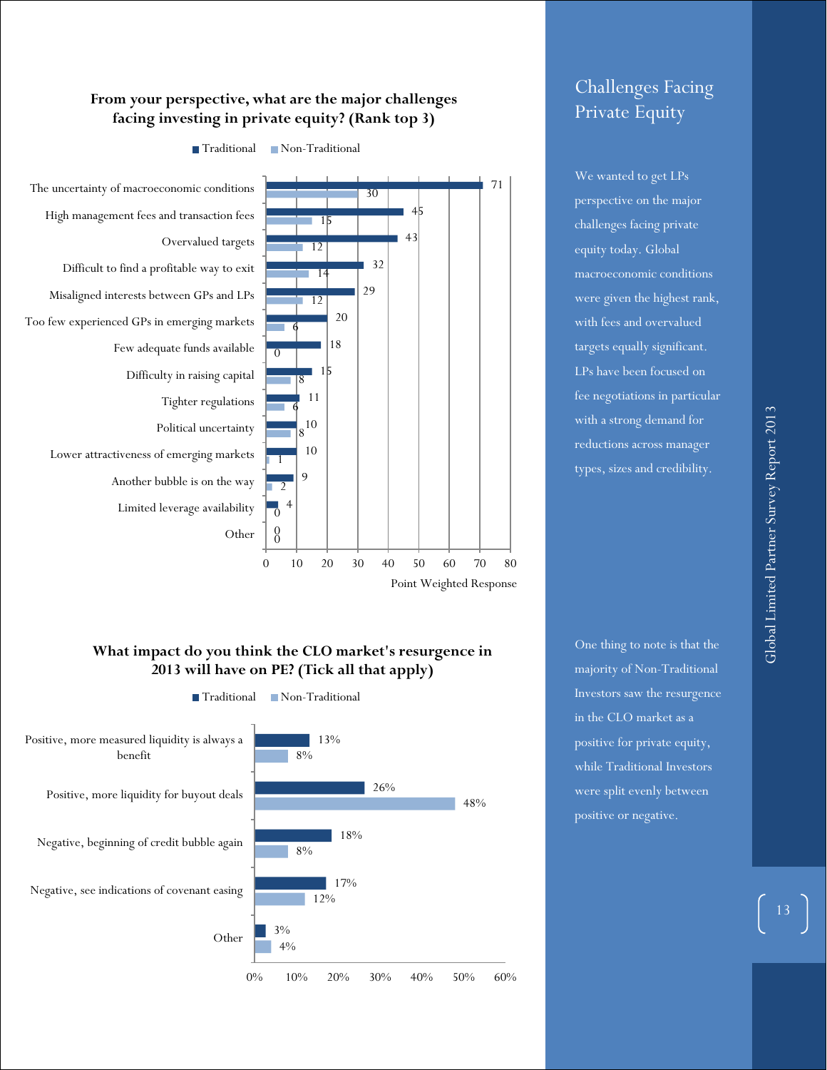**From your perspective, what are the major challenges facing investing in private equity? (Rank top 3)**

| Challenge | Traditional | Non-Traditional |
|---|---|---|
| The uncertainty of macroeconomic conditions | 71 | 30 |
| High management fees and transaction fees | 45 | 15 |
| Overvalued targets | 43 | 12 |
| Difficult to find a profitable way to exit | 32 | 14 |
| Misaligned interests between GPs and LPs | 29 | 12 |
| Too few experienced GPs in emerging markets | 20 | 6 |
| Few adequate funds available | 18 | 0 |
| Difficulty in raising capital | 15 | 8 |
| Tighter regulations | 11 | 6 |
| Political uncertainty | 10 | 8 |
| Lower attractiveness of emerging markets | 10 | 1 |
| Another bubble is on the way | 9 | 2 |
| Limited leverage availability | 4 | 0 |
| Other | 0 | 0 |

Point Weighted Response

**What impact do you think the CLO market's resurgence in 2013 will have on PE? (Tick all that apply)**

| Impact | Traditional | Non-Traditional |
|---|---|---|
| Positive, more measured liquidity is always a benefit | 13% | 8% |
| Positive, more liquidity for buyout deals | 26% | 48% |
| Negative, beginning of credit bubble again | 18% | 8% |
| Negative, see indications of covenant easing | 17% | 12% |
| Other | 3% | 4% |

## Challenges Facing Private Equity

We wanted to get LPs perspective on the major challenges facing private equity today. Global macroeconomic conditions were given the highest rank, with fees and overvalued targets equally significant. LPs have been focused on fee negotiations in particular with a strong demand for reductions across manager types, sizes and credibility.

One thing to note is that the majority of Non-Traditional Investors saw the resurgence in the CLO market as a positive for private equity, while Traditional Investors were split evenly between positive or negative.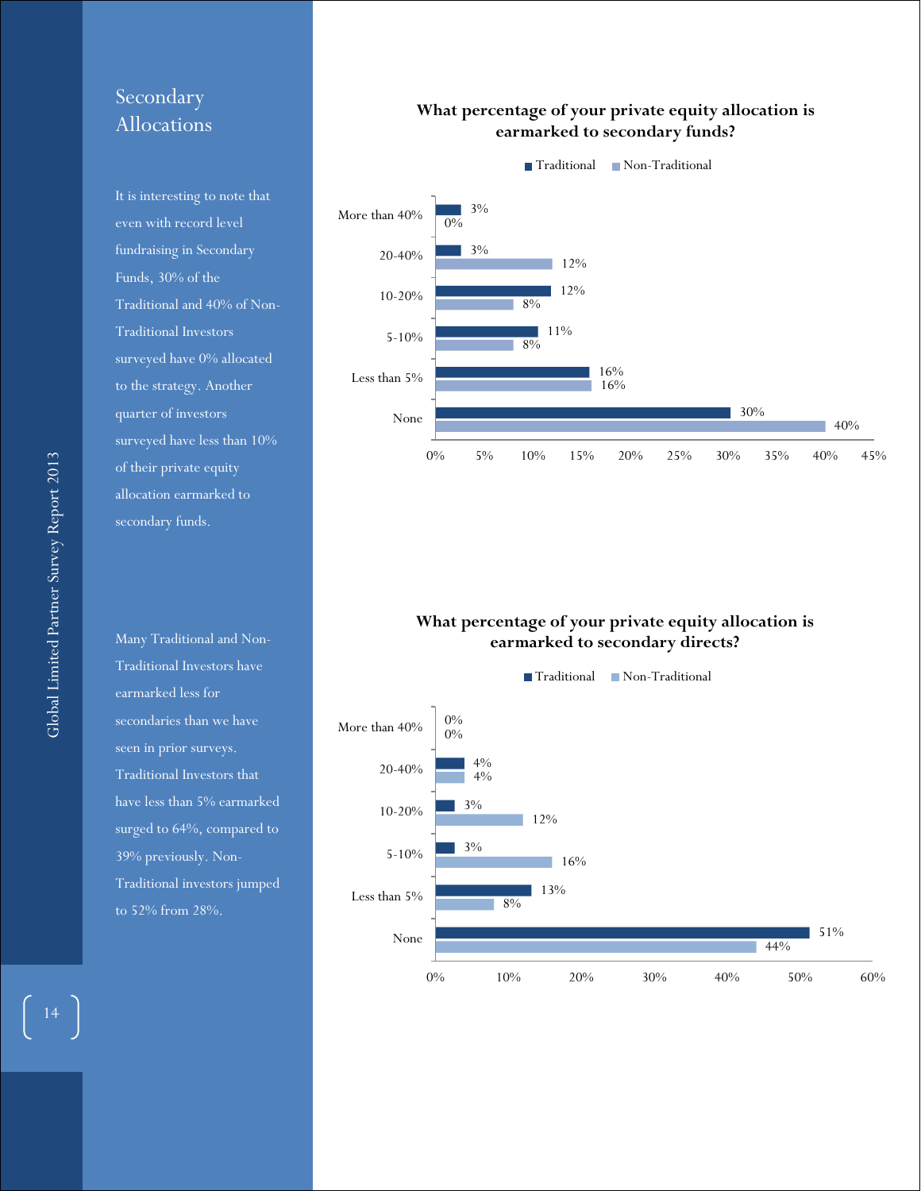## Secondary Allocations

It is interesting to note that even with record level fundraising in Secondary Funds, 30% of the Traditional and 40% of Non-Traditional Investors surveyed have 0% allocated to the strategy. Another quarter of investors surveyed have less than 10% of their private equity allocation earmarked to secondary funds.

Many Traditional and Non-Traditional Investors have earmarked less for secondaries than we have seen in prior surveys. Traditional Investors that have less than 5% earmarked surged to 64%, compared to 39% previously. Non-Traditional investors jumped to 52% from 28%.

**What percentage of your private equity allocation is earmarked to secondary funds?**

| | Traditional | Non-Traditional |
|---|---|---|
| More than 40% | 3% | 0% |
| 20-40% | 3% | 12% |
| 10-20% | 12% | 8% |
| 5-10% | 11% | 8% |
| Less than 5% | 16% | 16% |
| None | 30% | 40% |

**What percentage of your private equity allocation is earmarked to secondary directs?**

| | Traditional | Non-Traditional |
|---|---|---|
| More than 40% | 0% | 0% |
| 20-40% | 4% | 4% |
| 10-20% | 3% | 12% |
| 5-10% | 3% | 16% |
| Less than 5% | 13% | 8% |
| None | 51% | 44% |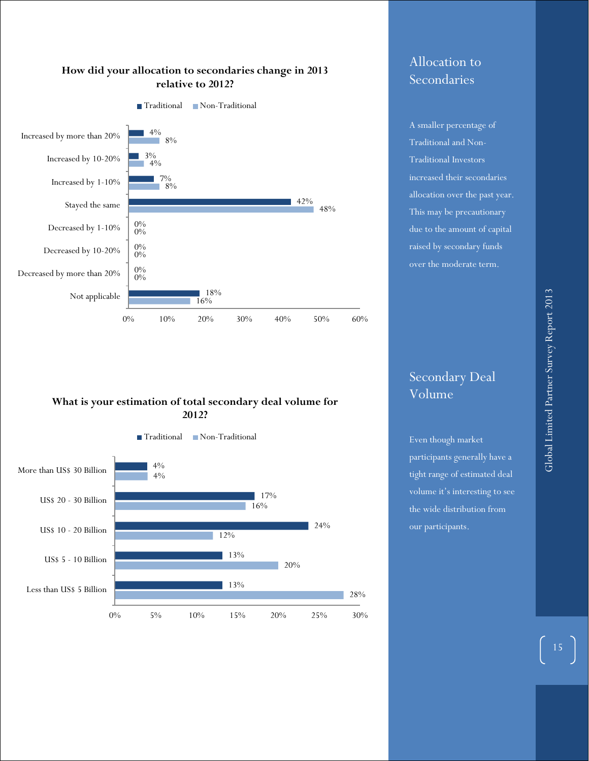**How did your allocation to secondaries change in 2013 relative to 2012?**

| | Traditional | Non-Traditional |
|---|---|---|
| Increased by more than 20% | 4% | 8% |
| Increased by 10-20% | 3% | 4% |
| Increased by 1-10% | 7% | 8% |
| Stayed the same | 42% | 48% |
| Decreased by 1-10% | 0% | 0% |
| Decreased by 10-20% | 0% | 0% |
| Decreased by more than 20% | 0% | 0% |
| Not applicable | 18% | 16% |

**What is your estimation of total secondary deal volume for 2012?**

| | Traditional | Non-Traditional |
|---|---|---|
| More than US$ 30 Billion | 4% | 4% |
| US$ 20 - 30 Billion | 17% | 16% |
| US$ 10 - 20 Billion | 24% | 12% |
| US$ 5 - 10 Billion | 13% | 20% |
| Less than US$ 5 Billion | 13% | 28% |

## Allocation to Secondaries

A smaller percentage of Traditional and Non-Traditional Investors increased their secondaries allocation over the past year. This may be precautionary due to the amount of capital raised by secondary funds over the moderate term.

## Secondary Deal Volume

Even though market participants generally have a tight range of estimated deal volume it's interesting to see the wide distribution from our participants.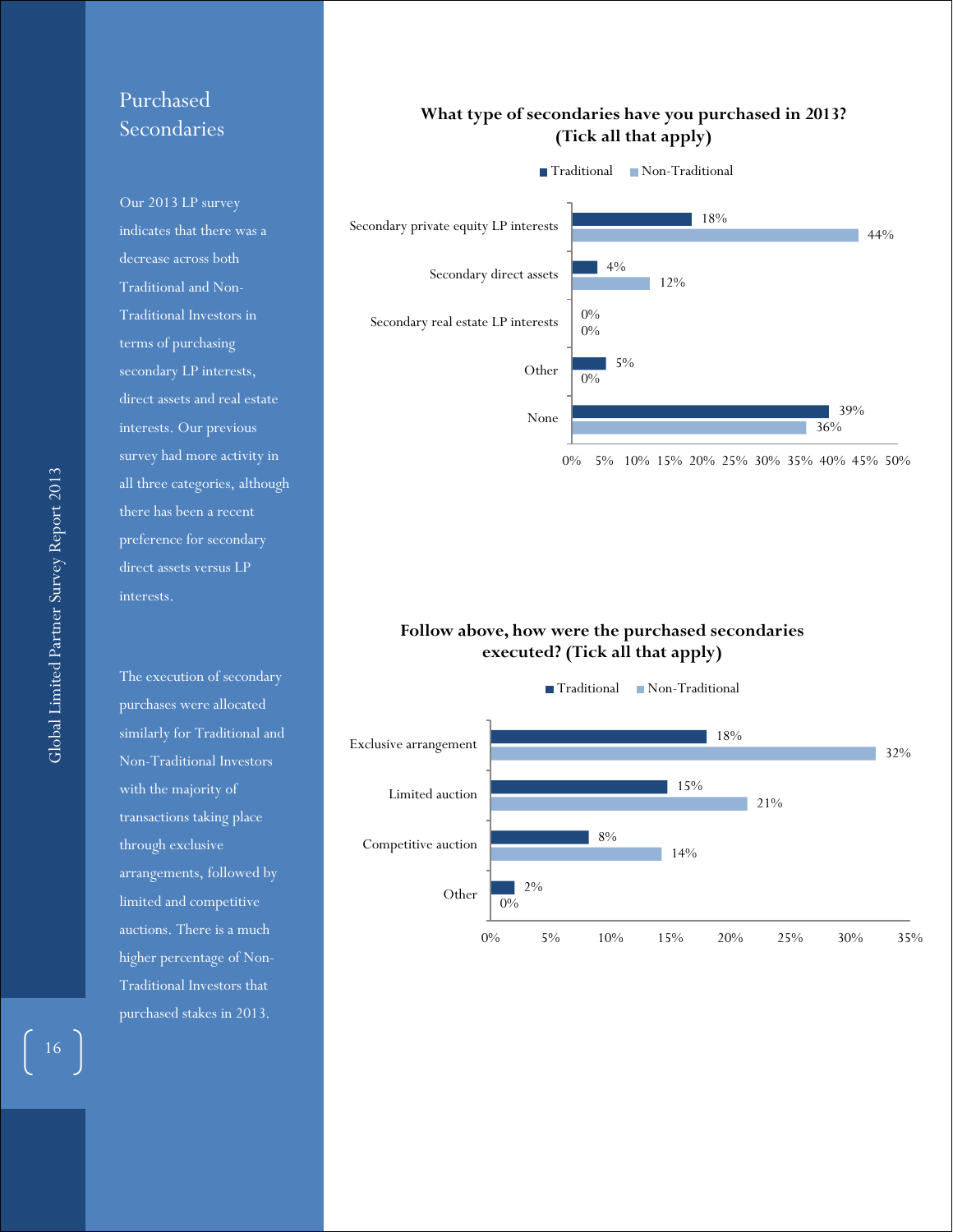## Purchased Secondaries

Our 2013 LP survey indicates that there was a decrease across both Traditional and Non-Traditional Investors in terms of purchasing secondary LP interests, direct assets and real estate interests. Our previous survey had more activity in all three categories, although there has been a recent preference for secondary direct assets versus LP interests.

The execution of secondary purchases were allocated similarly for Traditional and Non-Traditional Investors with the majority of transactions taking place through exclusive arrangements, followed by limited and competitive auctions. There is a much higher percentage of Non-Traditional Investors that purchased stakes in 2013.

**What type of secondaries have you purchased in 2013? (Tick all that apply)**

| | Traditional | Non-Traditional |
|---|---|---|
| Secondary private equity LP interests | 18% | 44% |
| Secondary direct assets | 4% | 12% |
| Secondary real estate LP interests | 0% | 0% |
| Other | 5% | 0% |
| None | 39% | 36% |

**Follow above, how were the purchased secondaries executed? (Tick all that apply)**

| | Traditional | Non-Traditional |
|---|---|---|
| Exclusive arrangement | 18% | 32% |
| Limited auction | 15% | 21% |
| Competitive auction | 8% | 14% |
| Other | 2% | 0% |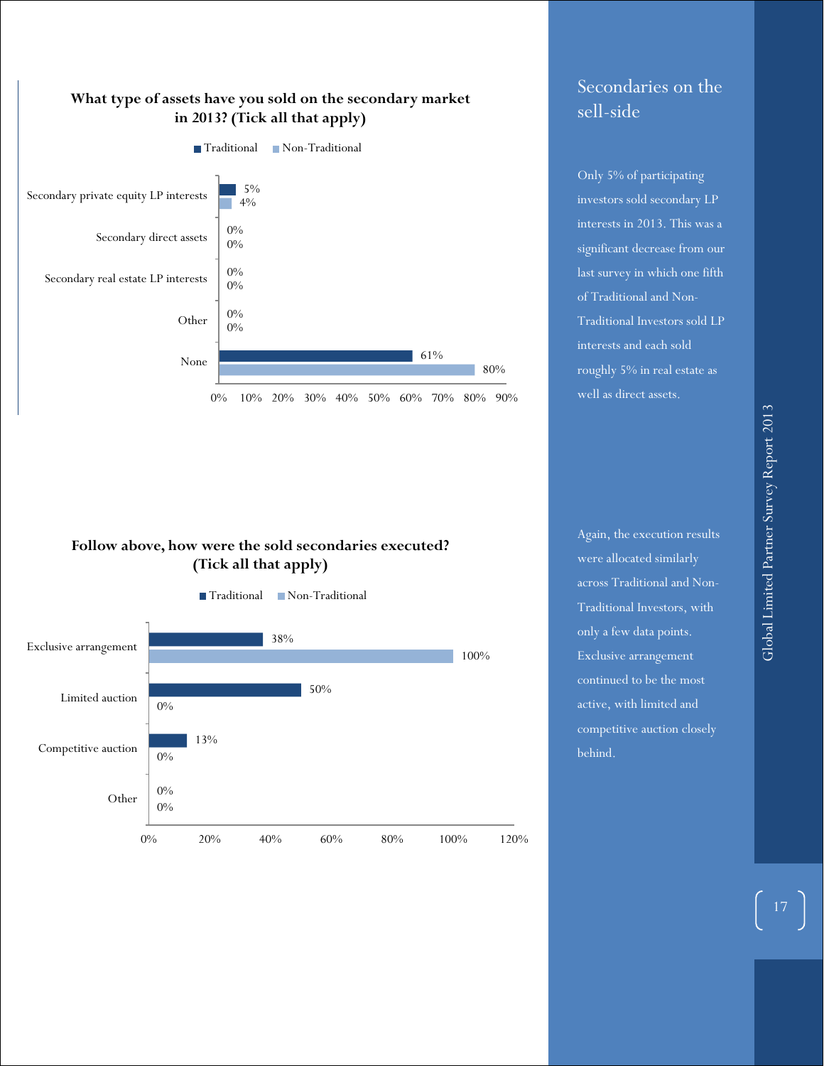**What type of assets have you sold on the secondary market in 2013? (Tick all that apply)**

| | Traditional | Non-Traditional |
|---|---|---|
| Secondary private equity LP interests | 5% | 4% |
| Secondary direct assets | 0% | 0% |
| Secondary real estate LP interests | 0% | 0% |
| Other | 0% | 0% |
| None | 61% | 80% |

**Follow above, how were the sold secondaries executed? (Tick all that apply)**

| | Traditional | Non-Traditional |
|---|---|---|
| Exclusive arrangement | 38% | 100% |
| Limited auction | 50% | 0% |
| Competitive auction | 13% | 0% |
| Other | 0% | 0% |

## Secondaries on the sell-side

Only 5% of participating investors sold secondary LP interests in 2013. This was a significant decrease from our last survey in which one fifth of Traditional and Non-Traditional Investors sold LP interests and each sold roughly 5% in real estate as well as direct assets.

Again, the execution results were allocated similarly across Traditional and Non-Traditional Investors, with only a few data points. Exclusive arrangement continued to be the most active, with limited and competitive auction closely behind.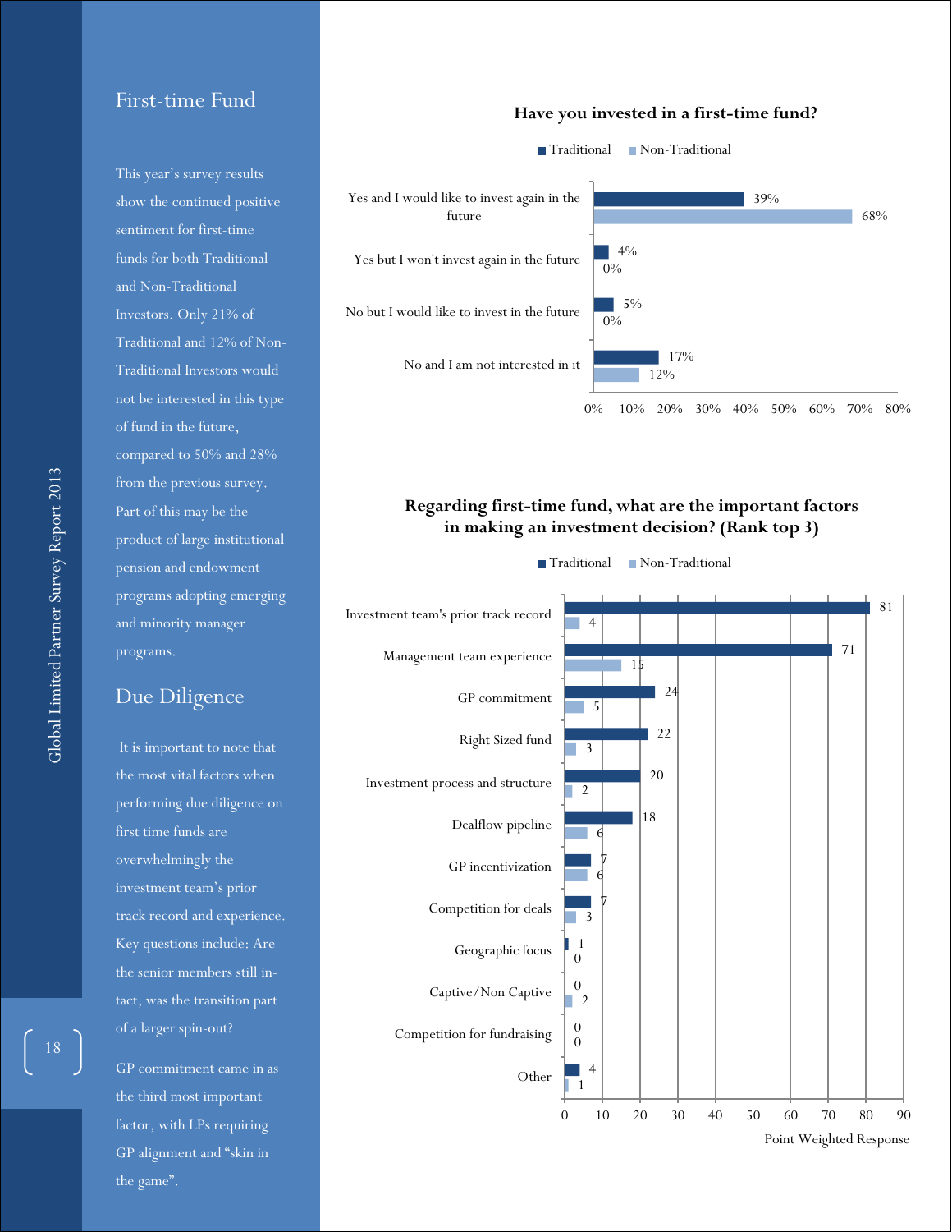## First-time Fund

This year's survey results show the continued positive sentiment for first-time funds for both Traditional and Non-Traditional Investors. Only 21% of Traditional and 12% of Non-Traditional Investors would not be interested in this type of fund in the future, compared to 50% and 28% from the previous survey. Part of this may be the product of large institutional pension and endowment programs adopting emerging and minority manager programs.

## Due Diligence

It is important to note that the most vital factors when performing due diligence on first time funds are overwhelmingly the investment team's prior track record and experience. Key questions include: Are the senior members still in-tact, was the transition part of a larger spin-out?

GP commitment came in as the third most important factor, with LPs requiring GP alignment and "skin in the game".

**Have you invested in a first-time fund?**

| | Traditional | Non-Traditional |
|---|---|---|
| Yes and I would like to invest again in the future | 39% | 68% |
| Yes but I won't invest again in the future | 4% | 0% |
| No but I would like to invest in the future | 5% | 0% |
| No and I am not interested in it | 17% | 12% |

**Regarding first-time fund, what are the important factors in making an investment decision? (Rank top 3)**

| Factor (Point Weighted Response) | Traditional | Non-Traditional |
|---|---|---|
| Investment team's prior track record | 81 | 4 |
| Management team experience | 71 | 15 |
| GP commitment | 24 | 5 |
| Right Sized fund | 22 | 3 |
| Investment process and structure | 20 | 2 |
| Dealflow pipeline | 18 | 6 |
| GP incentivization | 7 | 6 |
| Competition for deals | 7 | 3 |
| Geographic focus | 1 | 0 |
| Captive/Non Captive | 0 | 2 |
| Competition for fundraising | 0 | 0 |
| Other | 4 | 1 |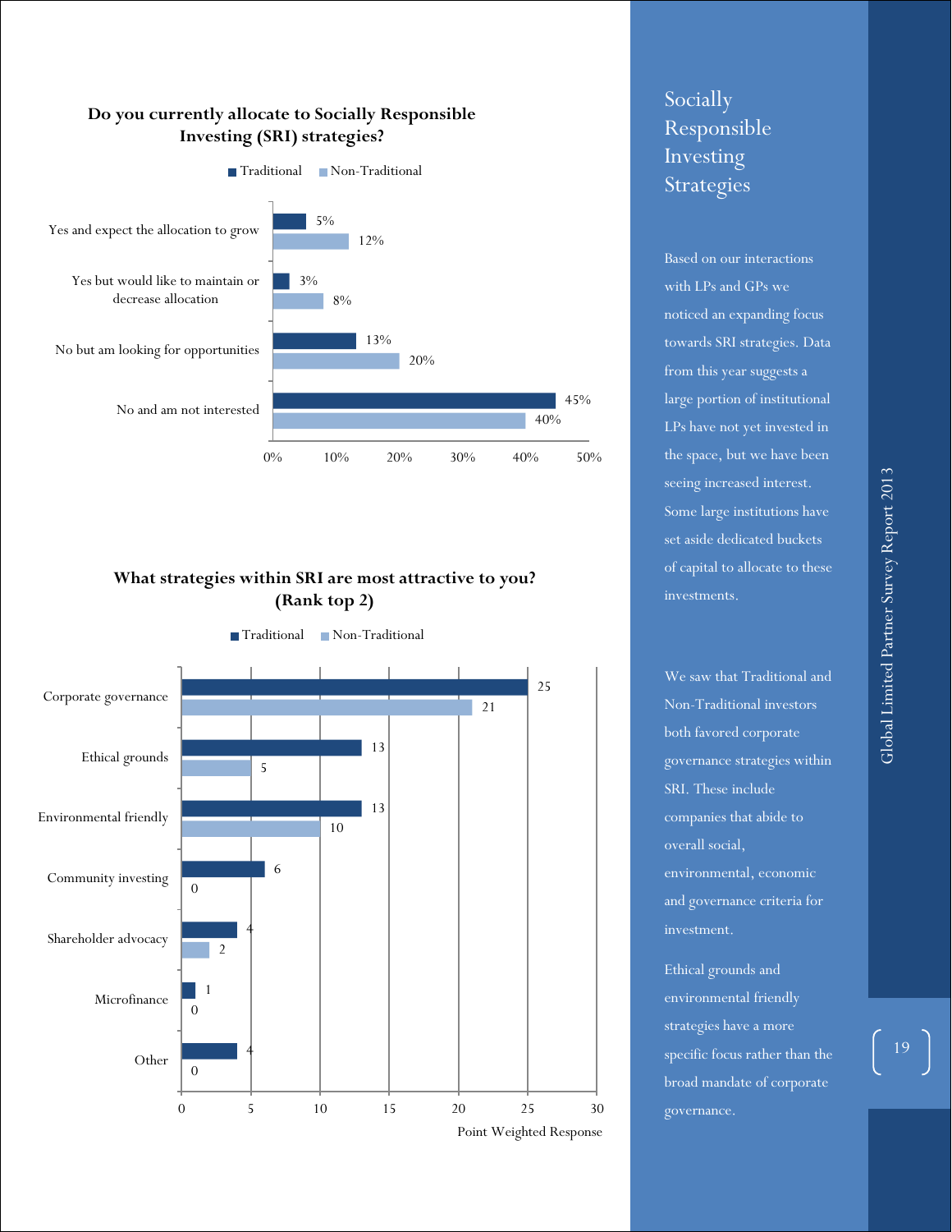**Do you currently allocate to Socially Responsible Investing (SRI) strategies?**

| | Traditional | Non-Traditional |
|---|---|---|
| Yes and expect the allocation to grow | 5% | 12% |
| Yes but would like to maintain or decrease allocation | 3% | 8% |
| No but am looking for opportunities | 13% | 20% |
| No and am not interested | 45% | 40% |

**What strategies within SRI are most attractive to you? (Rank top 2)**

| | Traditional | Non-Traditional |
|---|---|---|
| Corporate governance | 25 | 21 |
| Ethical grounds | 13 | 5 |
| Environmental friendly | 13 | 10 |
| Community investing | 6 | 0 |
| Shareholder advocacy | 4 | 2 |
| Microfinance | 1 | 0 |
| Other | 4 | 0 |

Point Weighted Response

## Socially Responsible Investing Strategies

Based on our interactions with LPs and GPs we noticed an expanding focus towards SRI strategies. Data from this year suggests a large portion of institutional LPs have not yet invested in the space, but we have been seeing increased interest. Some large institutions have set aside dedicated buckets of capital to allocate to these investments.

We saw that Traditional and Non-Traditional investors both favored corporate governance strategies within SRI. These include companies that abide to overall social, environmental, economic and governance criteria for investment.

Ethical grounds and environmental friendly strategies have a more specific focus rather than the broad mandate of corporate governance.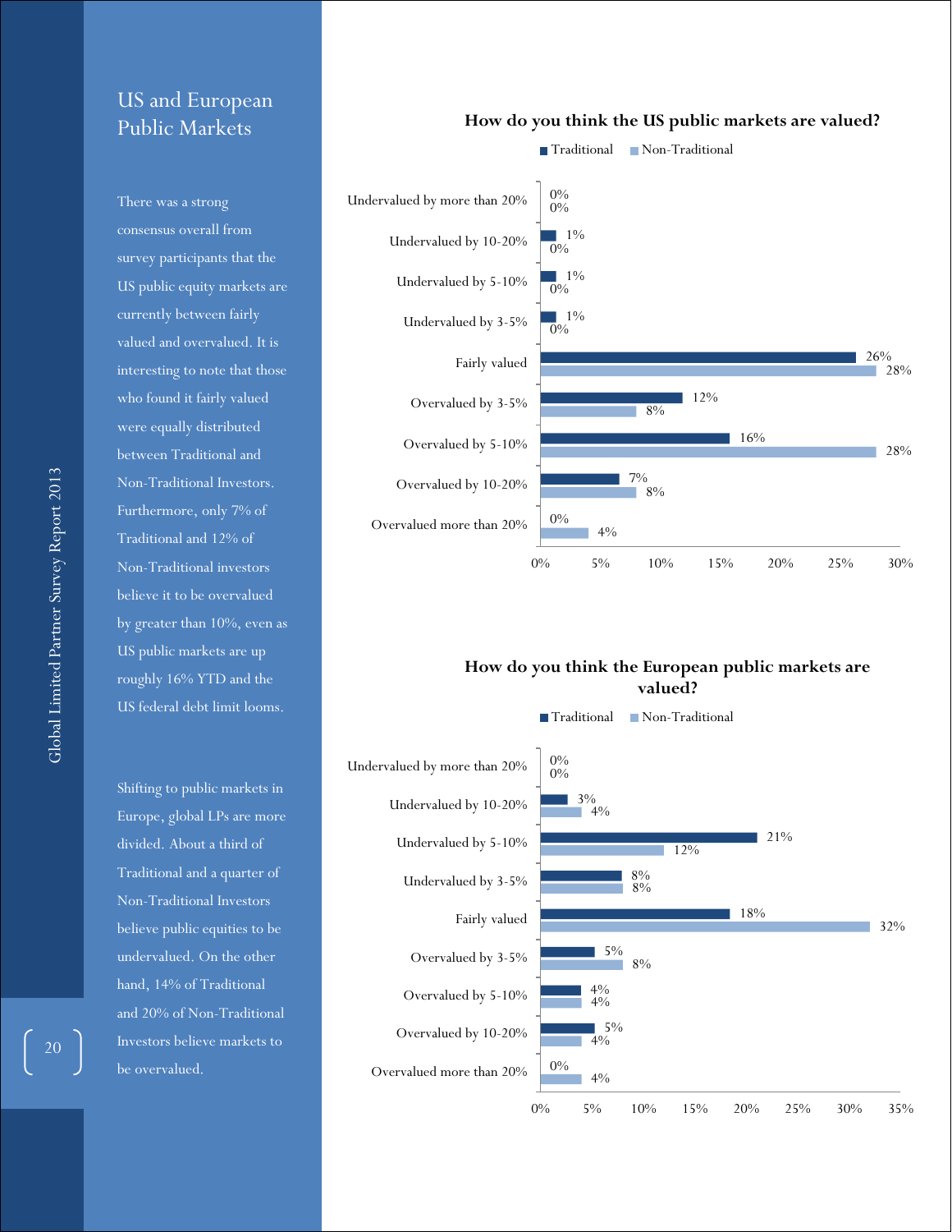## US and European Public Markets

There was a strong consensus overall from survey participants that the US public equity markets are currently between fairly valued and overvalued. It is interesting to note that those who found it fairly valued were equally distributed between Traditional and Non-Traditional Investors. Furthermore, only 7% of Traditional and 12% of Non-Traditional investors believe it to be overvalued by greater than 10%, even as US public markets are up roughly 16% YTD and the US federal debt limit looms.

Shifting to public markets in Europe, global LPs are more divided. About a third of Traditional and a quarter of Non-Traditional Investors believe public equities to be undervalued. On the other hand, 14% of Traditional and 20% of Non-Traditional Investors believe markets to be overvalued.

**How do you think the US public markets are valued?**

| | Traditional | Non-Traditional |
|---|---|---|
| Undervalued by more than 20% | 0% | 0% |
| Undervalued by 10-20% | 1% | 0% |
| Undervalued by 5-10% | 1% | 0% |
| Undervalued by 3-5% | 1% | 0% |
| Fairly valued | 26% | 28% |
| Overvalued by 3-5% | 12% | 8% |
| Overvalued by 5-10% | 16% | 28% |
| Overvalued by 10-20% | 7% | 8% |
| Overvalued more than 20% | 0% | 4% |

**How do you think the European public markets are valued?**

| | Traditional | Non-Traditional |
|---|---|---|
| Undervalued by more than 20% | 0% | 0% |
| Undervalued by 10-20% | 3% | 4% |
| Undervalued by 5-10% | 21% | 12% |
| Undervalued by 3-5% | 8% | 8% |
| Fairly valued | 18% | 32% |
| Overvalued by 3-5% | 5% | 8% |
| Overvalued by 5-10% | 4% | 4% |
| Overvalued by 10-20% | 5% | 4% |
| Overvalued more than 20% | 0% | 4% |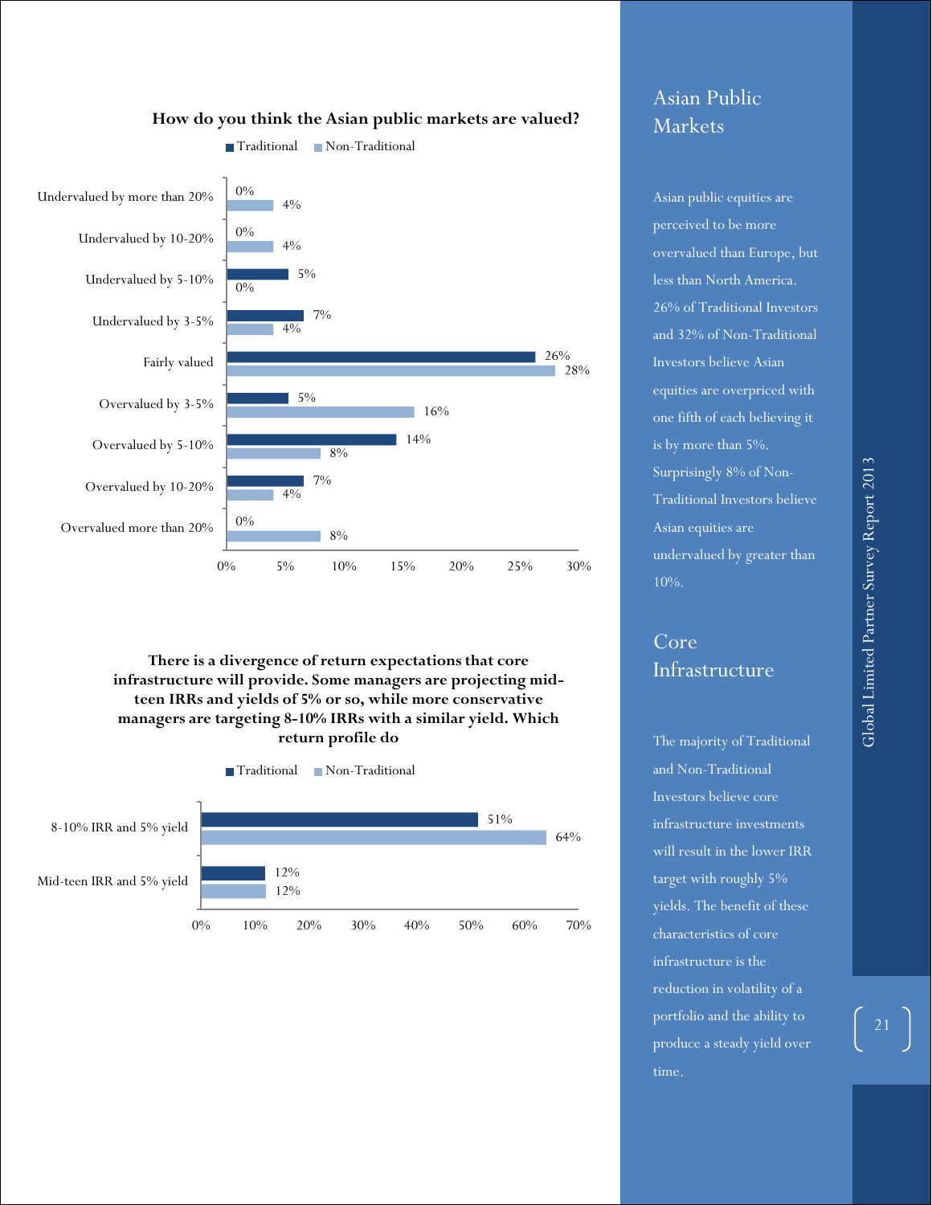**How do you think the Asian public markets are valued?**

| | Traditional | Non-Traditional |
|---|---|---|
| Undervalued by more than 20% | 0% | 4% |
| Undervalued by 10-20% | 0% | 4% |
| Undervalued by 5-10% | 5% | 0% |
| Undervalued by 3-5% | 7% | 4% |
| Fairly valued | 26% | 28% |
| Overvalued by 3-5% | 5% | 16% |
| Overvalued by 5-10% | 14% | 8% |
| Overvalued by 10-20% | 7% | 4% |
| Overvalued more than 20% | 0% | 8% |

**There is a divergence of return expectations that core infrastructure will provide. Some managers are projecting mid-teen IRRs and yields of 5% or so, while more conservative managers are targeting 8-10% IRRs with a similar yield. Which return profile do**

| | Traditional | Non-Traditional |
|---|---|---|
| 8-10% IRR and 5% yield | 51% | 64% |
| Mid-teen IRR and 5% yield | 12% | 12% |

## Asian Public Markets

Asian public equities are perceived to be more overvalued than Europe, but less than North America. 26% of Traditional Investors and 32% of Non-Traditional Investors believe Asian equities are overpriced with one fifth of each believing it is by more than 5%. Surprisingly 8% of Non-Traditional Investors believe Asian equities are undervalued by greater than 10%.

## Core Infrastructure

The majority of Traditional and Non-Traditional Investors believe core infrastructure investments will result in the lower IRR target with roughly 5% yields. The benefit of these characteristics of core infrastructure is the reduction in volatility of a portfolio and the ability to produce a steady yield over time.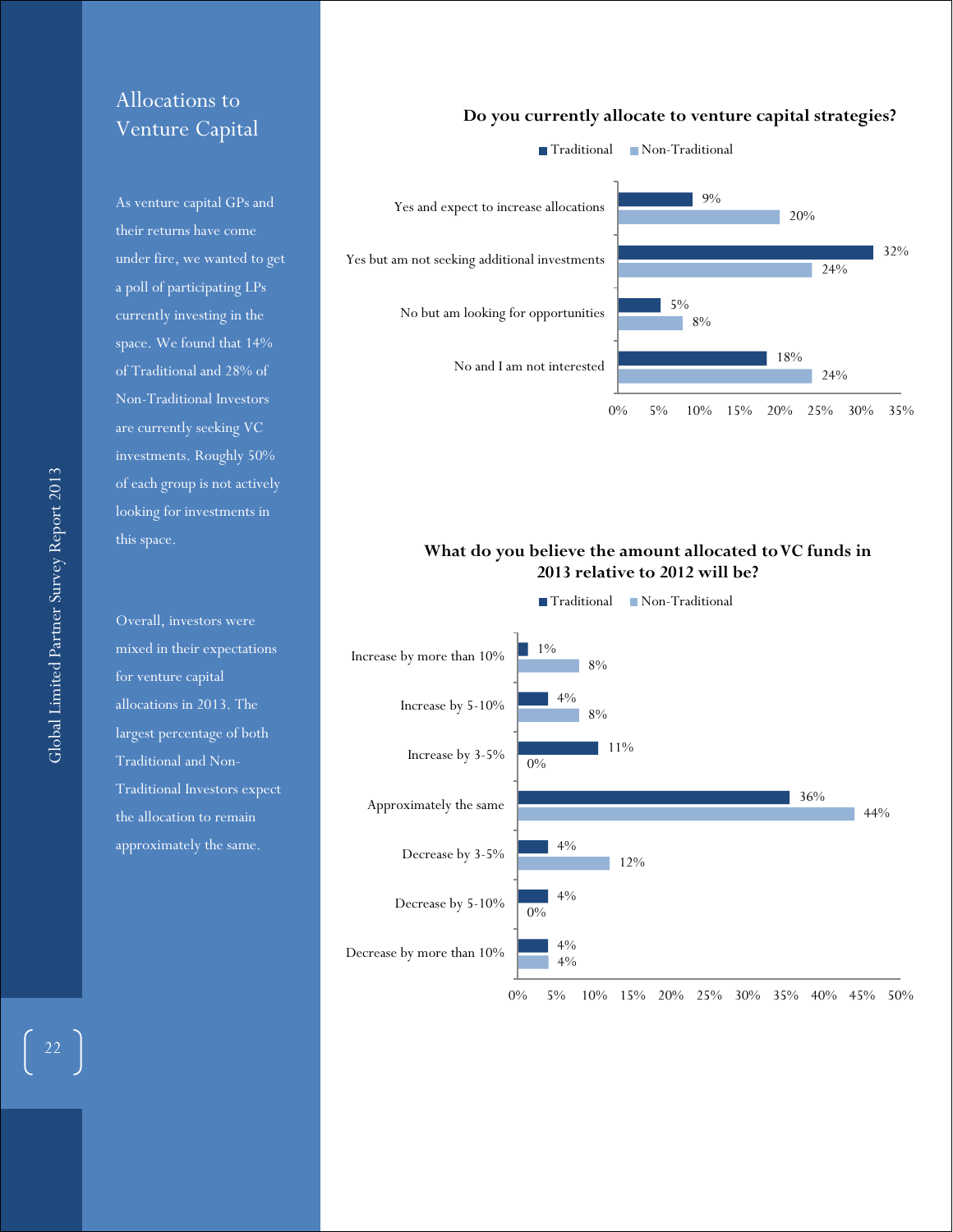## Allocations to Venture Capital

As venture capital GPs and their returns have come under fire, we wanted to get a poll of participating LPs currently investing in the space. We found that 14% of Traditional and 28% of Non-Traditional Investors are currently seeking VC investments. Roughly 50% of each group is not actively looking for investments in this space.

Overall, investors were mixed in their expectations for venture capital allocations in 2013. The largest percentage of both Traditional and Non-Traditional Investors expect the allocation to remain approximately the same.

**Do you currently allocate to venture capital strategies?**

| | Traditional | Non-Traditional |
|---|---|---|
| Yes and expect to increase allocations | 9% | 20% |
| Yes but am not seeking additional investments | 32% | 24% |
| No but am looking for opportunities | 5% | 8% |
| No and I am not interested | 18% | 24% |

**What do you believe the amount allocated to VC funds in 2013 relative to 2012 will be?**

| | Traditional | Non-Traditional |
|---|---|---|
| Increase by more than 10% | 1% | 8% |
| Increase by 5-10% | 4% | 8% |
| Increase by 3-5% | 11% | 0% |
| Approximately the same | 36% | 44% |
| Decrease by 3-5% | 4% | 12% |
| Decrease by 5-10% | 4% | 0% |
| Decrease by more than 10% | 4% | 4% |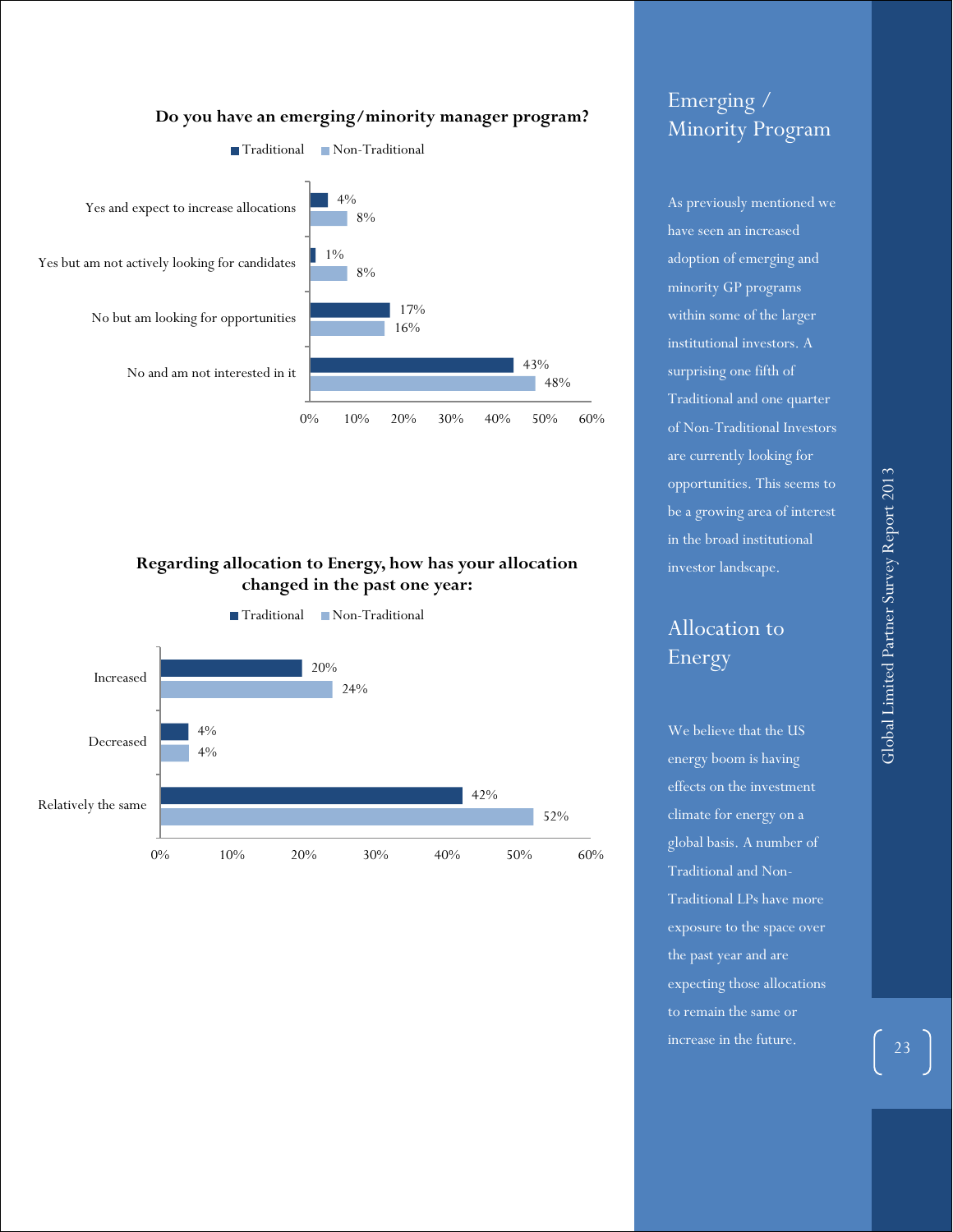**Do you have an emerging/minority manager program?**

| | Traditional | Non-Traditional |
|---|---|---|
| Yes and expect to increase allocations | 4% | 8% |
| Yes but am not actively looking for candidates | 1% | 8% |
| No but am looking for opportunities | 17% | 16% |
| No and am not interested in it | 43% | 48% |

**Regarding allocation to Energy, how has your allocation changed in the past one year:**

| | Traditional | Non-Traditional |
|---|---|---|
| Increased | 20% | 24% |
| Decreased | 4% | 4% |
| Relatively the same | 42% | 52% |

## Emerging / Minority Program

As previously mentioned we have seen an increased adoption of emerging and minority GP programs within some of the larger institutional investors. A surprising one fifth of Traditional and one quarter of Non-Traditional Investors are currently looking for opportunities. This seems to be a growing area of interest in the broad institutional investor landscape.

## Allocation to Energy

We believe that the US energy boom is having effects on the investment climate for energy on a global basis. A number of Traditional and Non-Traditional LPs have more exposure to the space over the past year and are expecting those allocations to remain the same or increase in the future.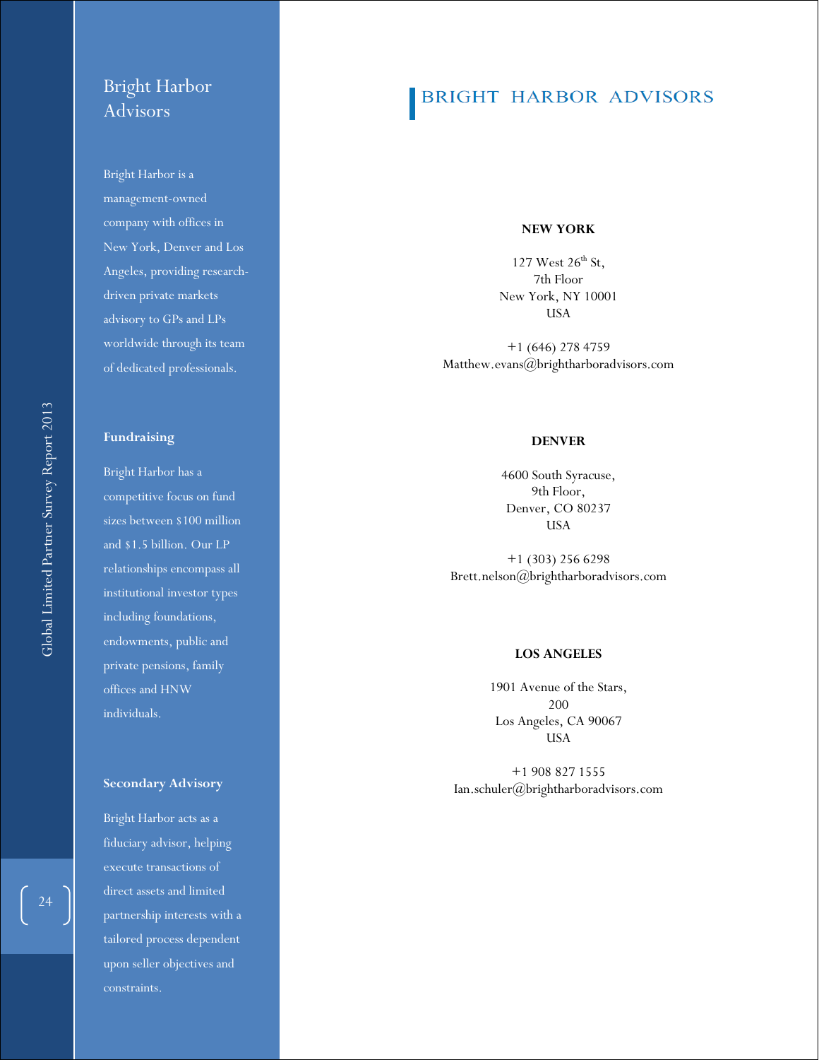# Bright Harbor Advisors

Bright Harbor is a management-owned company with offices in New York, Denver and Los Angeles, providing research-driven private markets advisory to GPs and LPs worldwide through its team of dedicated professionals.

**Fundraising**

Bright Harbor has a competitive focus on fund sizes between $100 million and $1.5 billion. Our LP relationships encompass all institutional investor types including foundations, endowments, public and private pensions, family offices and HNW individuals.

**Secondary Advisory**

Bright Harbor acts as a fiduciary advisor, helping execute transactions of direct assets and limited partnership interests with a tailored process dependent upon seller objectives and constraints.

## BRIGHT HARBOR ADVISORS

**NEW YORK**

127 West 26th St,
7th Floor
New York, NY 10001
USA

+1 (646) 278 4759
Matthew.evans@brightharboradvisors.com

**DENVER**

4600 South Syracuse,
9th Floor,
Denver, CO 80237
USA

+1 (303) 256 6298
Brett.nelson@brightharboradvisors.com

**LOS ANGELES**

1901 Avenue of the Stars,
200
Los Angeles, CA 90067
USA

+1 908 827 1555
Ian.schuler@brightharboradvisors.com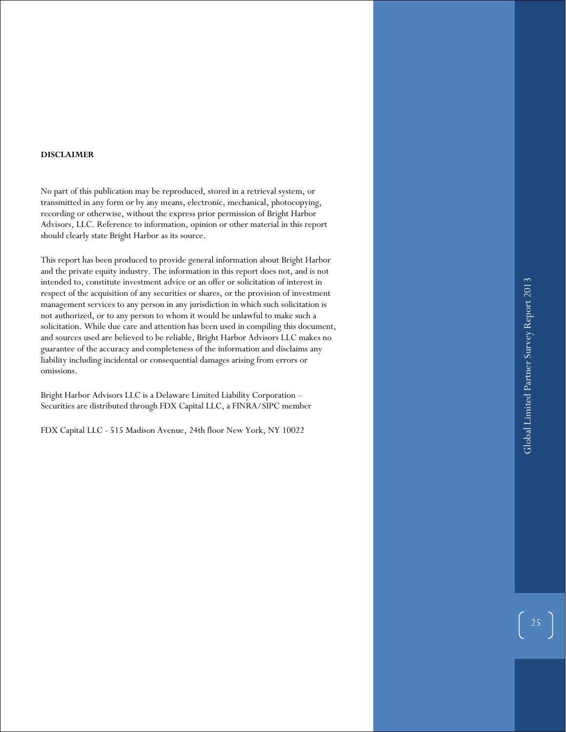**DISCLAIMER**

No part of this publication may be reproduced, stored in a retrieval system, or transmitted in any form or by any means, electronic, mechanical, photocopying, recording or otherwise, without the express prior permission of Bright Harbor Advisors, LLC. Reference to information, opinion or other material in this report should clearly state Bright Harbor as its source.

This report has been produced to provide general information about Bright Harbor and the private equity industry. The information in this report does not, and is not intended to, constitute investment advice or an offer or solicitation of interest in respect of the acquisition of any securities or shares, or the provision of investment management services to any person in any jurisdiction in which such solicitation is not authorized, or to any person to whom it would be unlawful to make such a solicitation. While due care and attention has been used in compiling this document, and sources used are believed to be reliable, Bright Harbor Advisors LLC makes no guarantee of the accuracy and completeness of the information and disclaims any liability including incidental or consequential damages arising from errors or omissions.

Bright Harbor Advisors LLC is a Delaware Limited Liability Corporation – Securities are distributed through FDX Capital LLC, a FINRA/SIPC member

FDX Capital LLC - 515 Madison Avenue, 24th floor New York, NY 10022